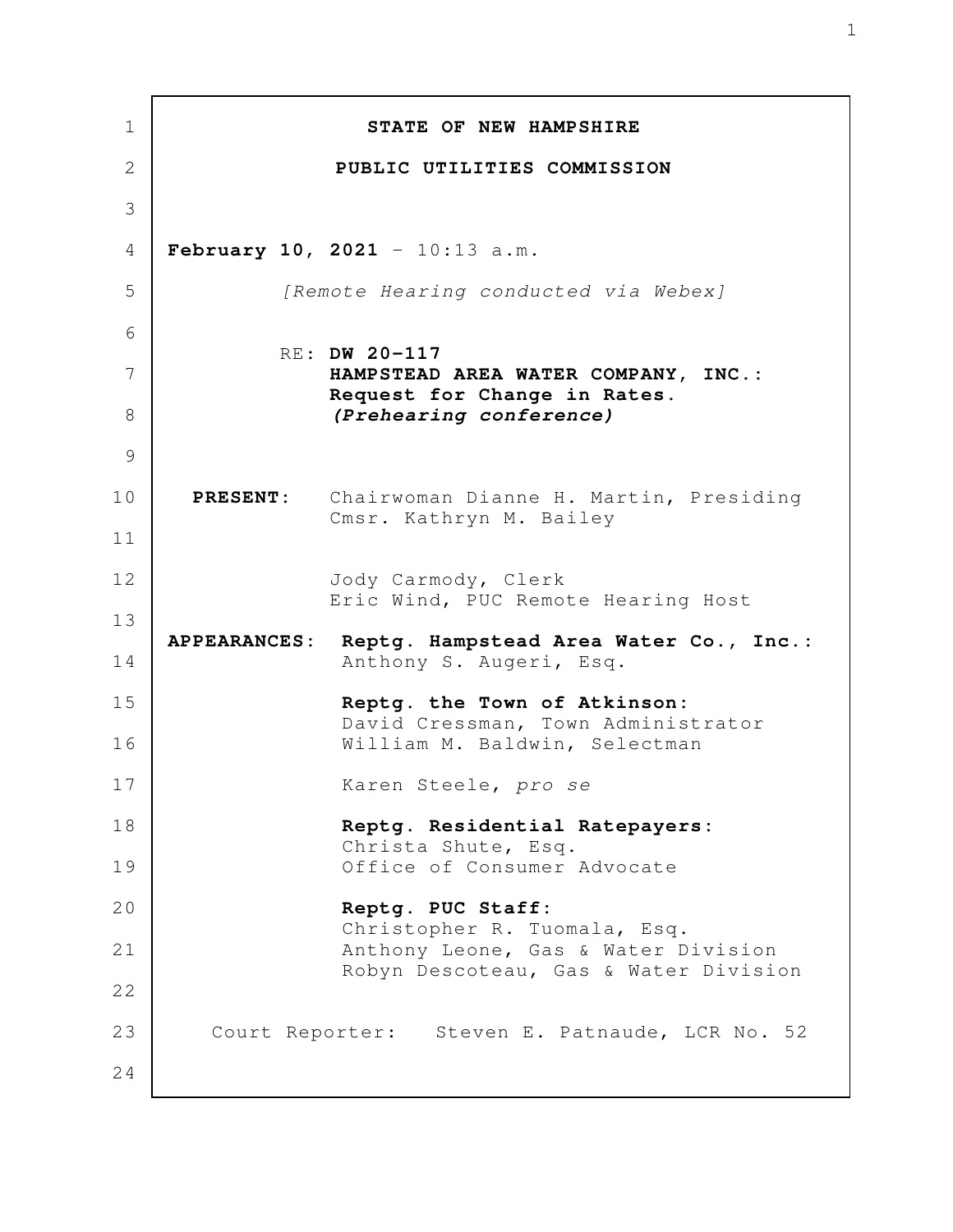**STATE OF NEW HAMPSHIRE**

**PUBLIC UTILITIES COMMISSION**

**February 10, 2021** - 10:13 a.m.

*[Remote Hearing conducted via Webex]*

RE: **DW 20-117**
**HAMPSTEAD AREA WATER COMPANY, INC.:**
**Request for Change in Rates.**
***(Prehearing conference)***

**PRESENT:** Chairwoman Dianne H. Martin, Presiding
Cmsr. Kathryn M. Bailey

Jody Carmody, Clerk
Eric Wind, PUC Remote Hearing Host

**APPEARANCES:** **Reptg. Hampstead Area Water Co., Inc.:**
Anthony S. Augeri, Esq.

**Reptg. the Town of Atkinson:**
David Cressman, Town Administrator
William M. Baldwin, Selectman

Karen Steele, *pro se*

**Reptg. Residential Ratepayers:**
Christa Shute, Esq.
Office of Consumer Advocate

**Reptg. PUC Staff:**
Christopher R. Tuomala, Esq.
Anthony Leone, Gas & Water Division
Robyn Descoteau, Gas & Water Division

Court Reporter: Steven E. Patnaude, LCR No. 52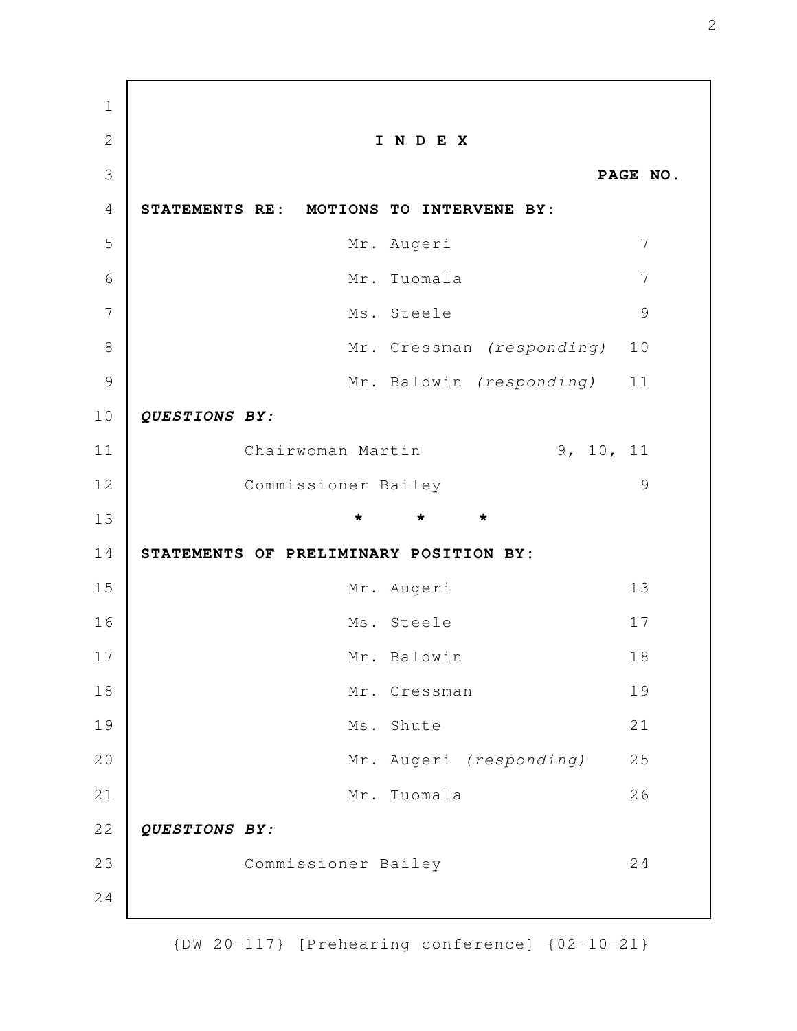# I N D E X

| | **PAGE NO.** |
|---|---|
| **STATEMENTS RE: MOTIONS TO INTERVENE BY:** | |
| Mr. Augeri | 7 |
| Mr. Tuomala | 7 |
| Ms. Steele | 9 |
| Mr. Cressman *(responding)* | 10 |
| Mr. Baldwin *(responding)* | 11 |
| ***QUESTIONS BY:*** | |
| Chairwoman Martin | 9, 10, 11 |
| Commissioner Bailey | 9 |

\* \* \*

| | |
|---|---|
| **STATEMENTS OF PRELIMINARY POSITION BY:** | |
| Mr. Augeri | 13 |
| Ms. Steele | 17 |
| Mr. Baldwin | 18 |
| Mr. Cressman | 19 |
| Ms. Shute | 21 |
| Mr. Augeri *(responding)* | 25 |
| Mr. Tuomala | 26 |
| ***QUESTIONS BY:*** | |
| Commissioner Bailey | 24 |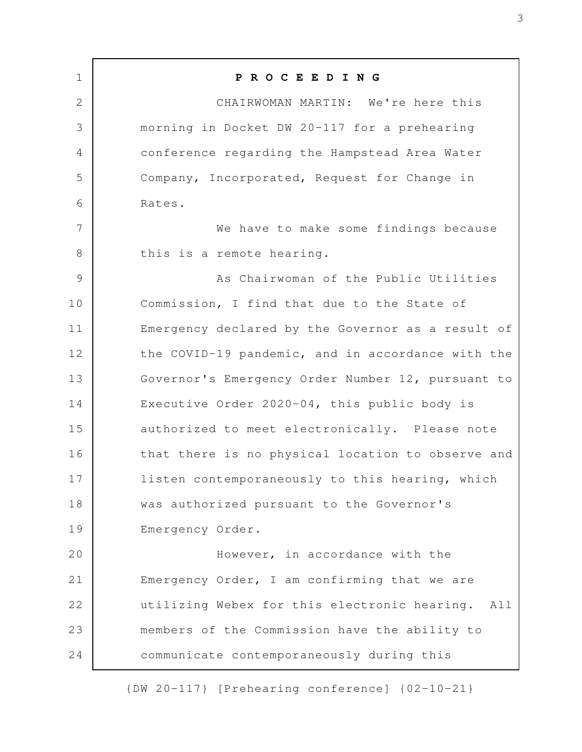**P R O C E E D I N G**

CHAIRWOMAN MARTIN: We're here this morning in Docket DW 20-117 for a prehearing conference regarding the Hampstead Area Water Company, Incorporated, Request for Change in Rates.

We have to make some findings because this is a remote hearing.

As Chairwoman of the Public Utilities Commission, I find that due to the State of Emergency declared by the Governor as a result of the COVID-19 pandemic, and in accordance with the Governor's Emergency Order Number 12, pursuant to Executive Order 2020-04, this public body is authorized to meet electronically. Please note that there is no physical location to observe and listen contemporaneously to this hearing, which was authorized pursuant to the Governor's Emergency Order.

However, in accordance with the Emergency Order, I am confirming that we are utilizing Webex for this electronic hearing. All members of the Commission have the ability to communicate contemporaneously during this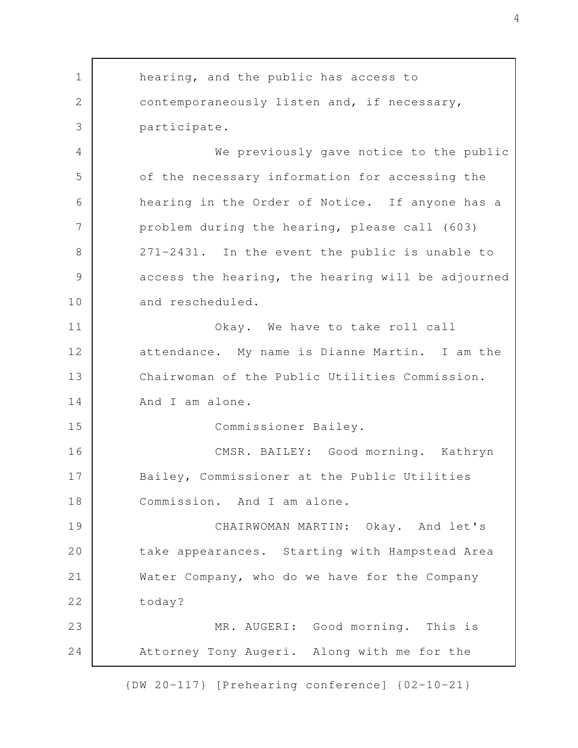hearing, and the public has access to contemporaneously listen and, if necessary, participate.

We previously gave notice to the public of the necessary information for accessing the hearing in the Order of Notice. If anyone has a problem during the hearing, please call (603) 271-2431. In the event the public is unable to access the hearing, the hearing will be adjourned and rescheduled.

Okay. We have to take roll call attendance. My name is Dianne Martin. I am the Chairwoman of the Public Utilities Commission. And I am alone.

Commissioner Bailey.

CMSR. BAILEY: Good morning. Kathryn Bailey, Commissioner at the Public Utilities Commission. And I am alone.

CHAIRWOMAN MARTIN: Okay. And let's take appearances. Starting with Hampstead Area Water Company, who do we have for the Company today?

MR. AUGERI: Good morning. This is Attorney Tony Augeri. Along with me for the

{DW 20-117} [Prehearing conference] {02-10-21}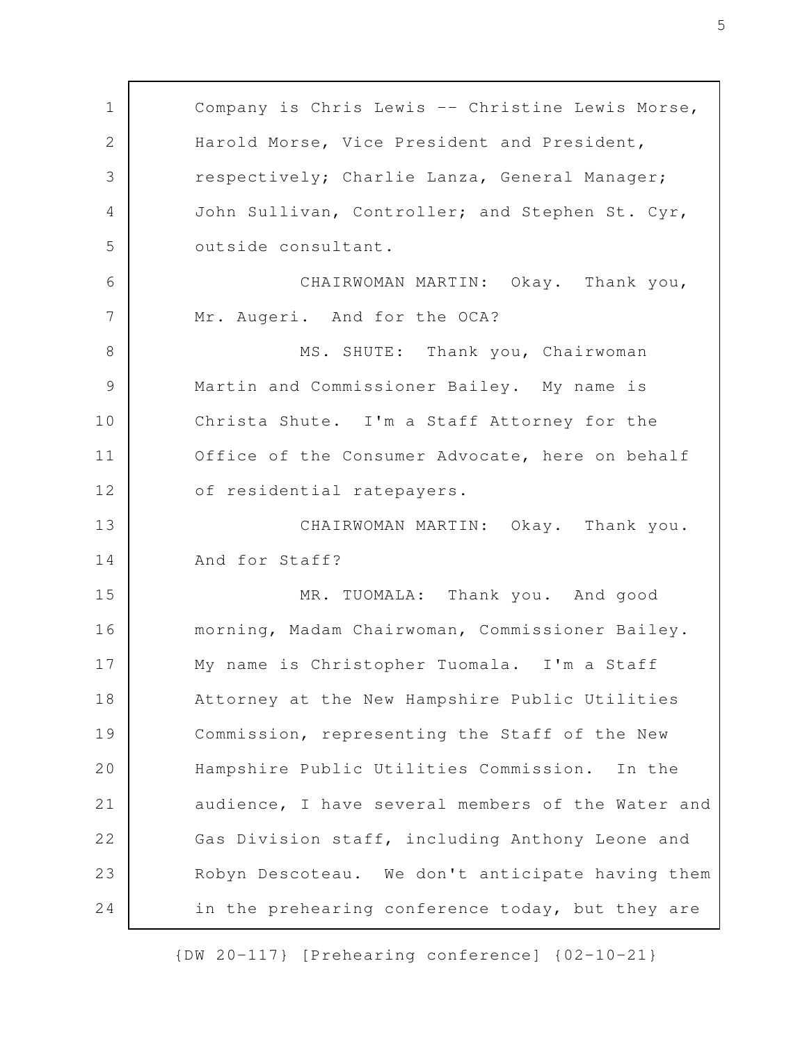Company is Chris Lewis -- Christine Lewis Morse, Harold Morse, Vice President and President, respectively; Charlie Lanza, General Manager; John Sullivan, Controller; and Stephen St. Cyr, outside consultant.

CHAIRWOMAN MARTIN: Okay. Thank you, Mr. Augeri. And for the OCA?

MS. SHUTE: Thank you, Chairwoman Martin and Commissioner Bailey. My name is Christa Shute. I'm a Staff Attorney for the Office of the Consumer Advocate, here on behalf of residential ratepayers.

CHAIRWOMAN MARTIN: Okay. Thank you. And for Staff?

MR. TUOMALA: Thank you. And good morning, Madam Chairwoman, Commissioner Bailey. My name is Christopher Tuomala. I'm a Staff Attorney at the New Hampshire Public Utilities Commission, representing the Staff of the New Hampshire Public Utilities Commission. In the audience, I have several members of the Water and Gas Division staff, including Anthony Leone and Robyn Descoteau. We don't anticipate having them in the prehearing conference today, but they are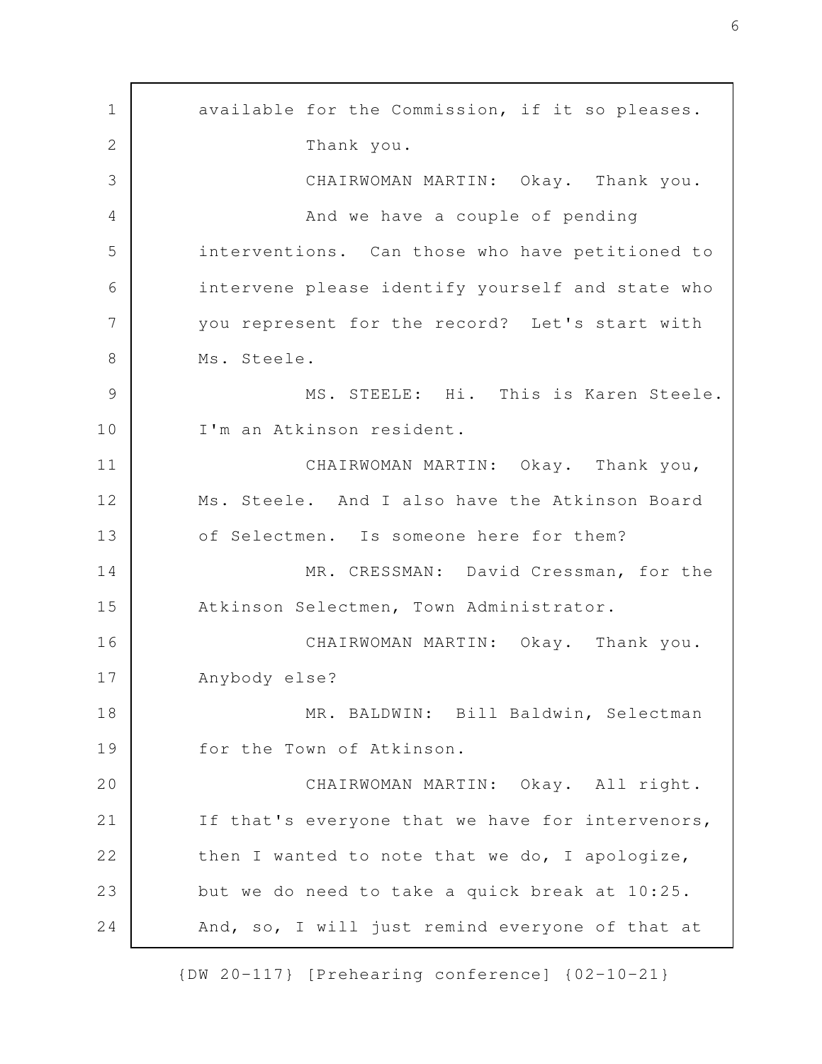available for the Commission, if it so pleases.

Thank you.

CHAIRWOMAN MARTIN: Okay. Thank you.

And we have a couple of pending interventions. Can those who have petitioned to intervene please identify yourself and state who you represent for the record? Let's start with Ms. Steele.

MS. STEELE: Hi. This is Karen Steele. I'm an Atkinson resident.

CHAIRWOMAN MARTIN: Okay. Thank you, Ms. Steele. And I also have the Atkinson Board of Selectmen. Is someone here for them?

MR. CRESSMAN: David Cressman, for the Atkinson Selectmen, Town Administrator.

CHAIRWOMAN MARTIN: Okay. Thank you. Anybody else?

MR. BALDWIN: Bill Baldwin, Selectman for the Town of Atkinson.

CHAIRWOMAN MARTIN: Okay. All right. If that's everyone that we have for intervenors, then I wanted to note that we do, I apologize, but we do need to take a quick break at 10:25. And, so, I will just remind everyone of that at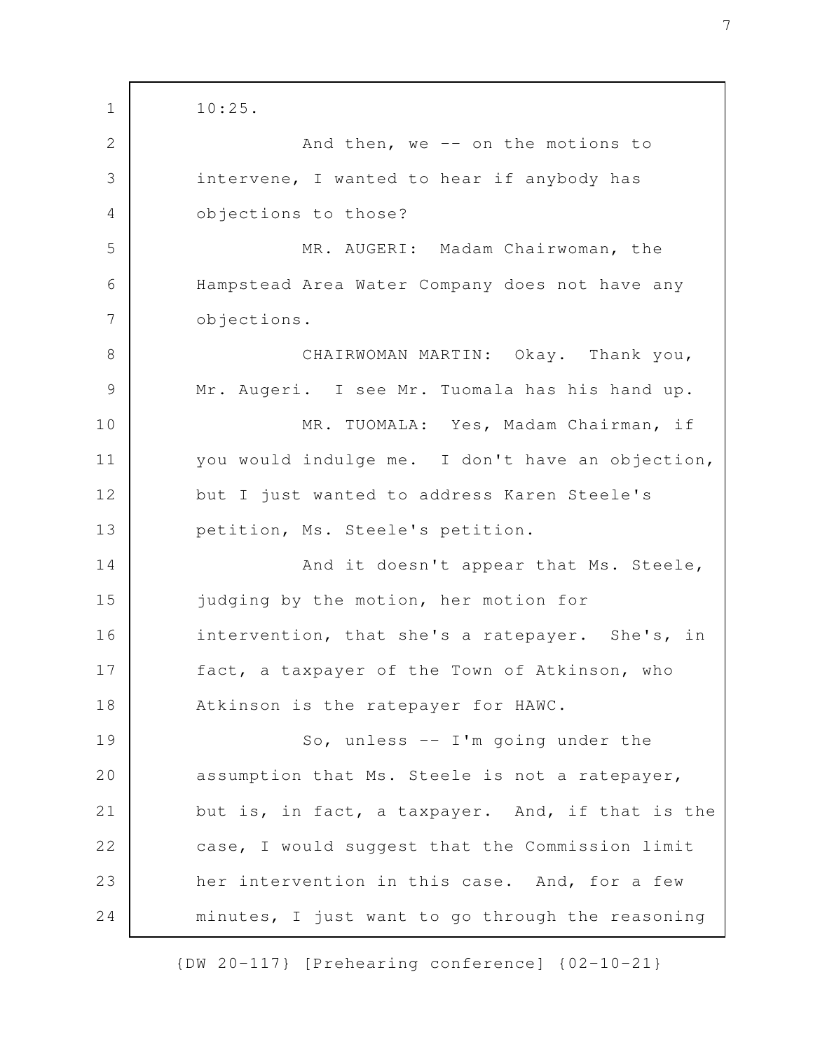10:25.

And then, we -- on the motions to intervene, I wanted to hear if anybody has objections to those?

MR. AUGERI: Madam Chairwoman, the Hampstead Area Water Company does not have any objections.

CHAIRWOMAN MARTIN: Okay. Thank you, Mr. Augeri. I see Mr. Tuomala has his hand up.

MR. TUOMALA: Yes, Madam Chairman, if you would indulge me. I don't have an objection, but I just wanted to address Karen Steele's petition, Ms. Steele's petition.

And it doesn't appear that Ms. Steele, judging by the motion, her motion for intervention, that she's a ratepayer. She's, in fact, a taxpayer of the Town of Atkinson, who Atkinson is the ratepayer for HAWC.

So, unless -- I'm going under the assumption that Ms. Steele is not a ratepayer, but is, in fact, a taxpayer. And, if that is the case, I would suggest that the Commission limit her intervention in this case. And, for a few minutes, I just want to go through the reasoning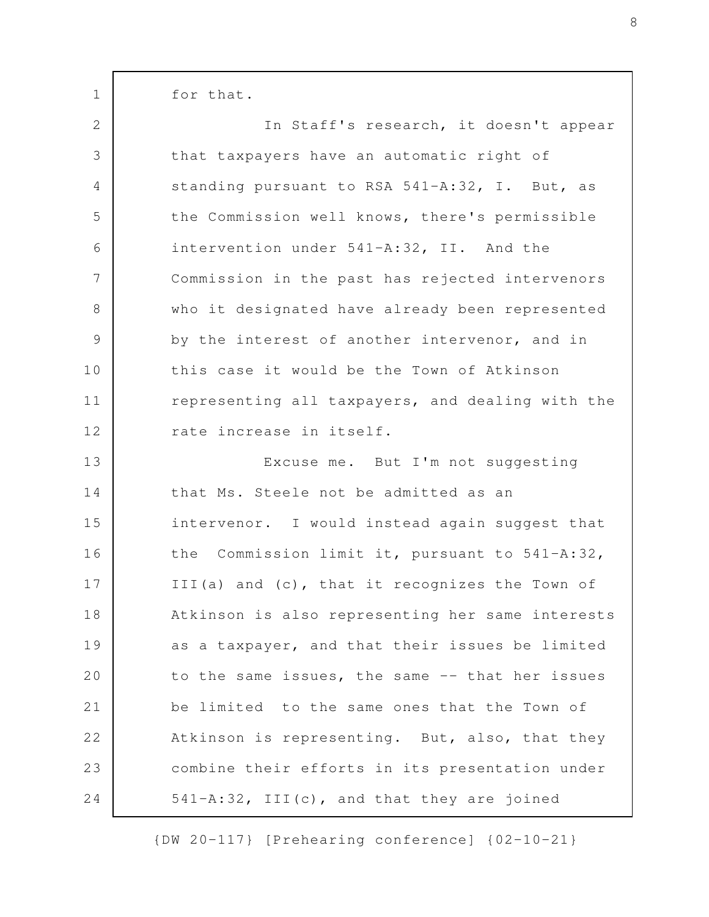for that.

In Staff's research, it doesn't appear that taxpayers have an automatic right of standing pursuant to RSA 541-A:32, I. But, as the Commission well knows, there's permissible intervention under 541-A:32, II. And the Commission in the past has rejected intervenors who it designated have already been represented by the interest of another intervenor, and in this case it would be the Town of Atkinson representing all taxpayers, and dealing with the rate increase in itself.

Excuse me. But I'm not suggesting that Ms. Steele not be admitted as an intervenor. I would instead again suggest that the Commission limit it, pursuant to 541-A:32, III(a) and (c), that it recognizes the Town of Atkinson is also representing her same interests as a taxpayer, and that their issues be limited to the same issues, the same -- that her issues be limited to the same ones that the Town of Atkinson is representing. But, also, that they combine their efforts in its presentation under 541-A:32, III(c), and that they are joined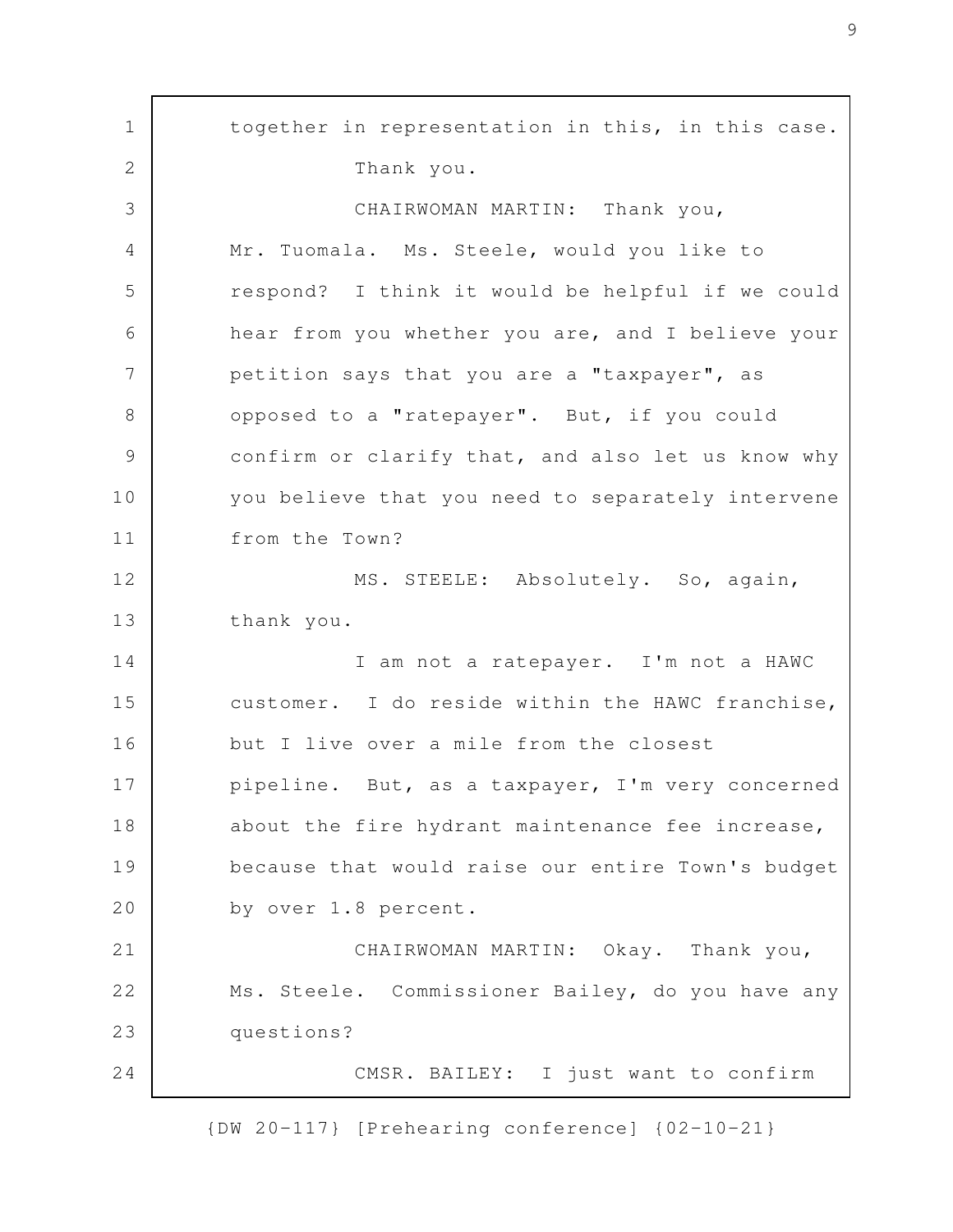together in representation in this, in this case.

Thank you.

CHAIRWOMAN MARTIN: Thank you, Mr. Tuomala. Ms. Steele, would you like to respond? I think it would be helpful if we could hear from you whether you are, and I believe your petition says that you are a "taxpayer", as opposed to a "ratepayer". But, if you could confirm or clarify that, and also let us know why you believe that you need to separately intervene from the Town?

MS. STEELE: Absolutely. So, again, thank you.

I am not a ratepayer. I'm not a HAWC customer. I do reside within the HAWC franchise, but I live over a mile from the closest pipeline. But, as a taxpayer, I'm very concerned about the fire hydrant maintenance fee increase, because that would raise our entire Town's budget by over 1.8 percent.

CHAIRWOMAN MARTIN: Okay. Thank you, Ms. Steele. Commissioner Bailey, do you have any questions?

CMSR. BAILEY: I just want to confirm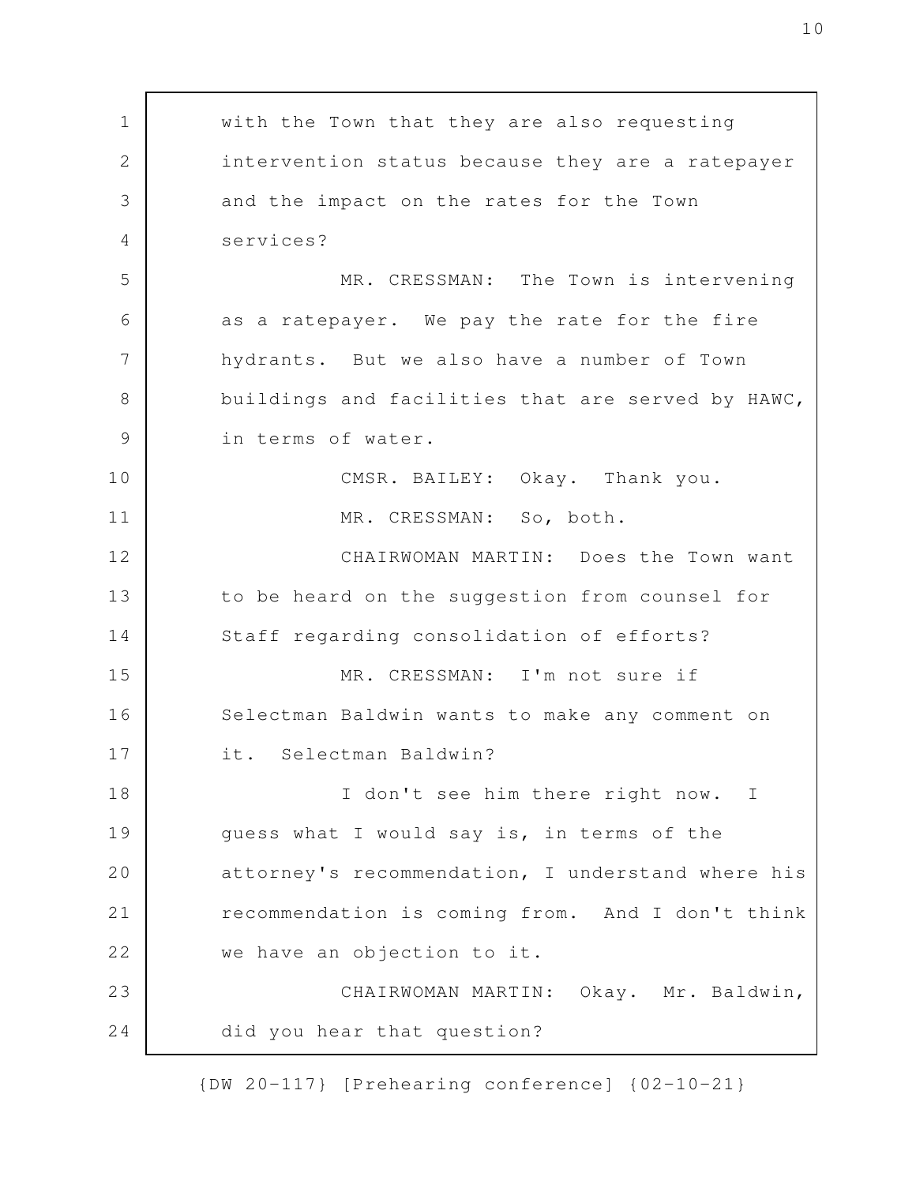with the Town that they are also requesting intervention status because they are a ratepayer and the impact on the rates for the Town services?

MR. CRESSMAN: The Town is intervening as a ratepayer. We pay the rate for the fire hydrants. But we also have a number of Town buildings and facilities that are served by HAWC, in terms of water.

CMSR. BAILEY: Okay. Thank you.

MR. CRESSMAN: So, both.

CHAIRWOMAN MARTIN: Does the Town want to be heard on the suggestion from counsel for Staff regarding consolidation of efforts?

MR. CRESSMAN: I'm not sure if Selectman Baldwin wants to make any comment on it. Selectman Baldwin?

I don't see him there right now. I guess what I would say is, in terms of the attorney's recommendation, I understand where his recommendation is coming from. And I don't think we have an objection to it.

CHAIRWOMAN MARTIN: Okay. Mr. Baldwin, did you hear that question?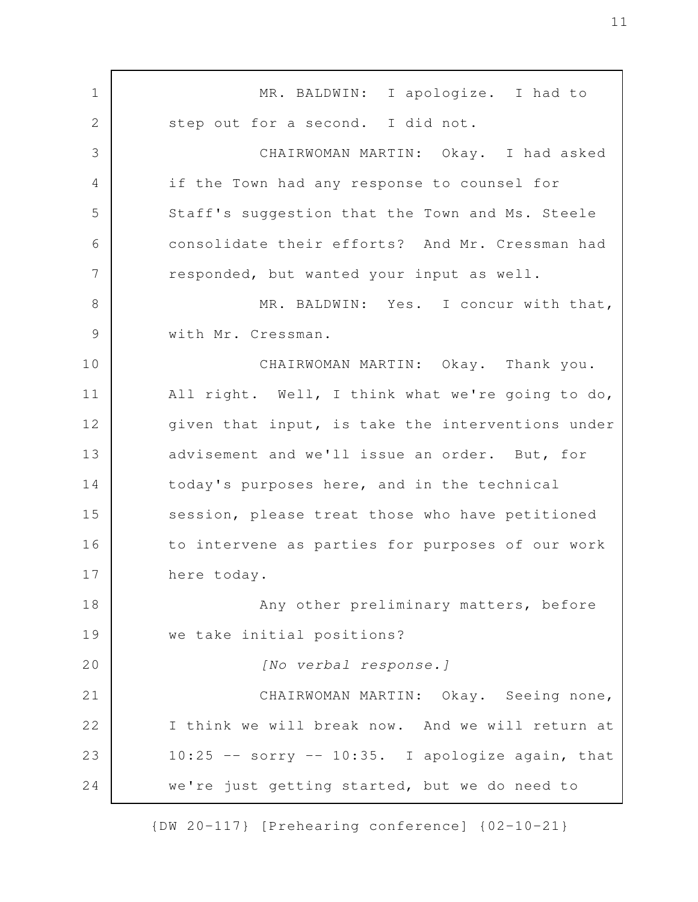MR. BALDWIN: I apologize. I had to step out for a second. I did not.

CHAIRWOMAN MARTIN: Okay. I had asked if the Town had any response to counsel for Staff's suggestion that the Town and Ms. Steele consolidate their efforts? And Mr. Cressman had responded, but wanted your input as well.

MR. BALDWIN: Yes. I concur with that, with Mr. Cressman.

CHAIRWOMAN MARTIN: Okay. Thank you. All right. Well, I think what we're going to do, given that input, is take the interventions under advisement and we'll issue an order. But, for today's purposes here, and in the technical session, please treat those who have petitioned to intervene as parties for purposes of our work here today.

Any other preliminary matters, before we take initial positions?

*[No verbal response.]*

CHAIRWOMAN MARTIN: Okay. Seeing none, I think we will break now. And we will return at 10:25 -- sorry -- 10:35. I apologize again, that we're just getting started, but we do need to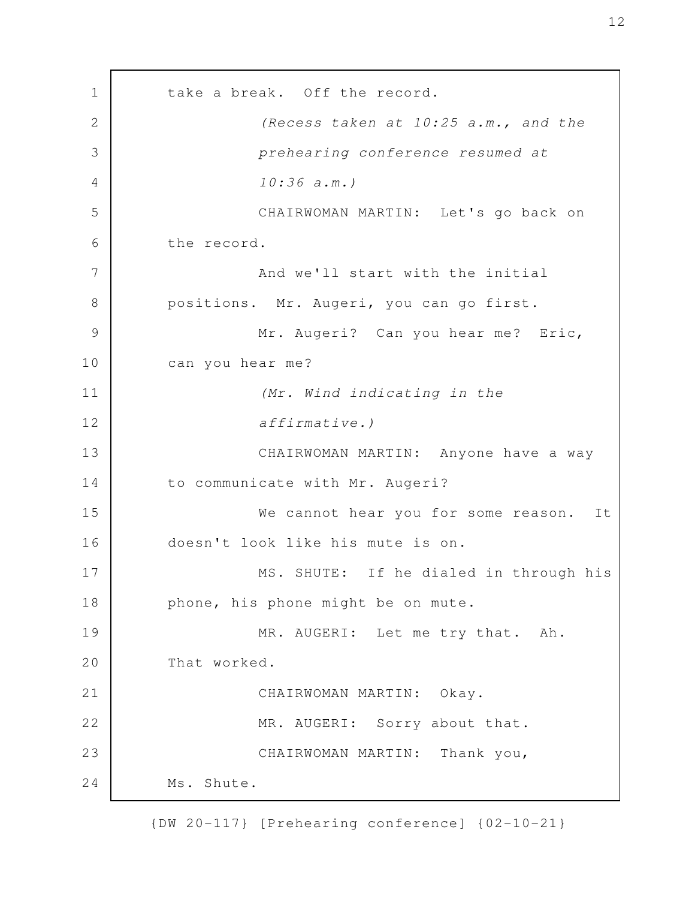take a break. Off the record.

*(Recess taken at 10:25 a.m., and the prehearing conference resumed at 10:36 a.m.)*

CHAIRWOMAN MARTIN: Let's go back on the record.

And we'll start with the initial positions. Mr. Augeri, you can go first.

Mr. Augeri? Can you hear me? Eric, can you hear me?

*(Mr. Wind indicating in the affirmative.)*

CHAIRWOMAN MARTIN: Anyone have a way to communicate with Mr. Augeri?

We cannot hear you for some reason. It doesn't look like his mute is on.

MS. SHUTE: If he dialed in through his phone, his phone might be on mute.

MR. AUGERI: Let me try that. Ah. That worked.

CHAIRWOMAN MARTIN: Okay.

MR. AUGERI: Sorry about that.

CHAIRWOMAN MARTIN: Thank you, Ms. Shute.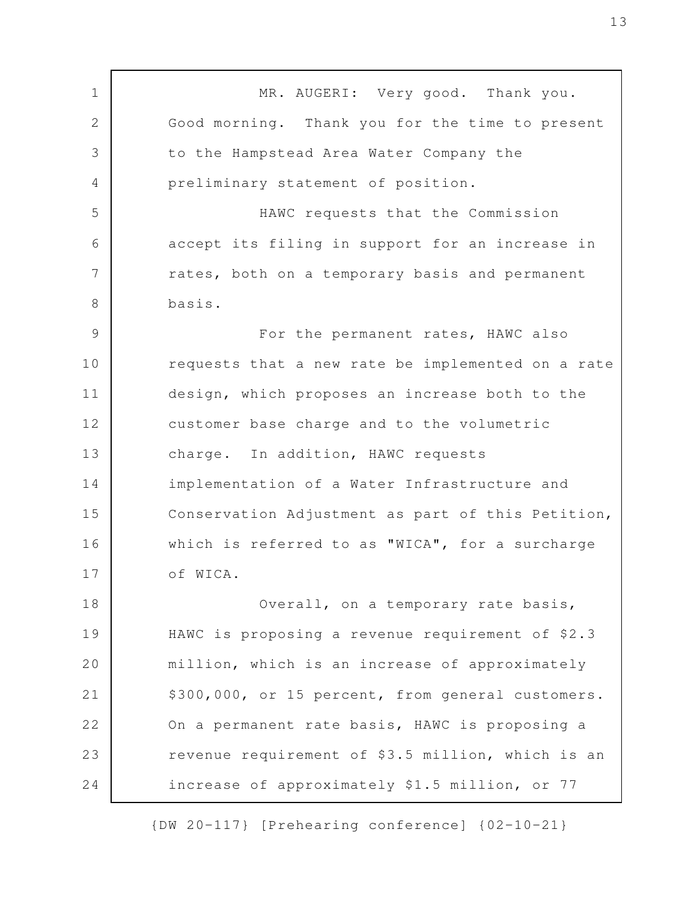MR. AUGERI: Very good. Thank you. Good morning. Thank you for the time to present to the Hampstead Area Water Company the preliminary statement of position.

HAWC requests that the Commission accept its filing in support for an increase in rates, both on a temporary basis and permanent basis.

For the permanent rates, HAWC also requests that a new rate be implemented on a rate design, which proposes an increase both to the customer base charge and to the volumetric charge. In addition, HAWC requests implementation of a Water Infrastructure and Conservation Adjustment as part of this Petition, which is referred to as "WICA", for a surcharge of WICA.

Overall, on a temporary rate basis, HAWC is proposing a revenue requirement of $2.3 million, which is an increase of approximately $300,000, or 15 percent, from general customers. On a permanent rate basis, HAWC is proposing a revenue requirement of $3.5 million, which is an increase of approximately $1.5 million, or 77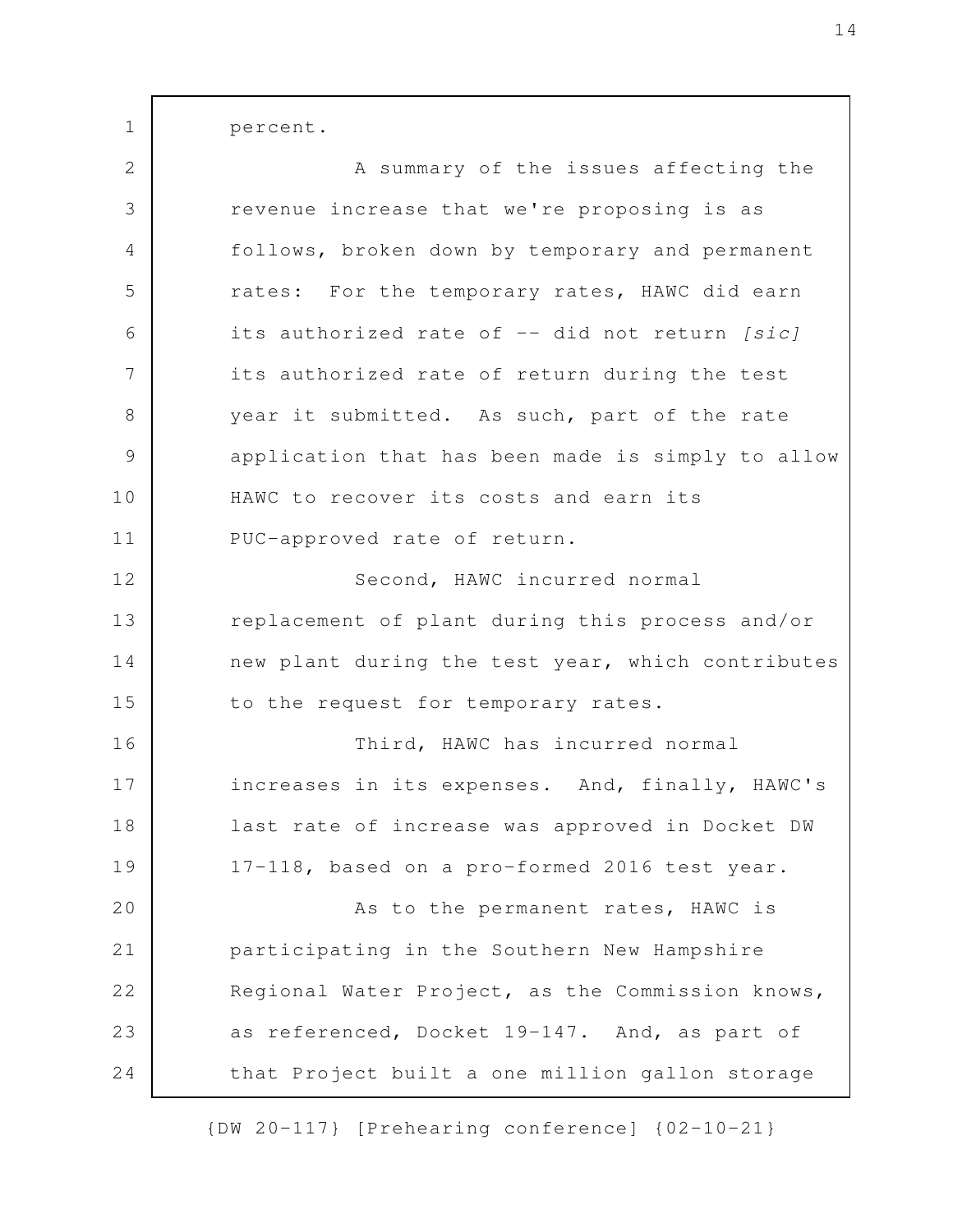percent.

A summary of the issues affecting the revenue increase that we're proposing is as follows, broken down by temporary and permanent rates: For the temporary rates, HAWC did earn its authorized rate of -- did not return *[sic]* its authorized rate of return during the test year it submitted. As such, part of the rate application that has been made is simply to allow HAWC to recover its costs and earn its PUC-approved rate of return.

Second, HAWC incurred normal replacement of plant during this process and/or new plant during the test year, which contributes to the request for temporary rates.

Third, HAWC has incurred normal increases in its expenses. And, finally, HAWC's last rate of increase was approved in Docket DW 17-118, based on a pro-formed 2016 test year.

As to the permanent rates, HAWC is participating in the Southern New Hampshire Regional Water Project, as the Commission knows, as referenced, Docket 19-147. And, as part of that Project built a one million gallon storage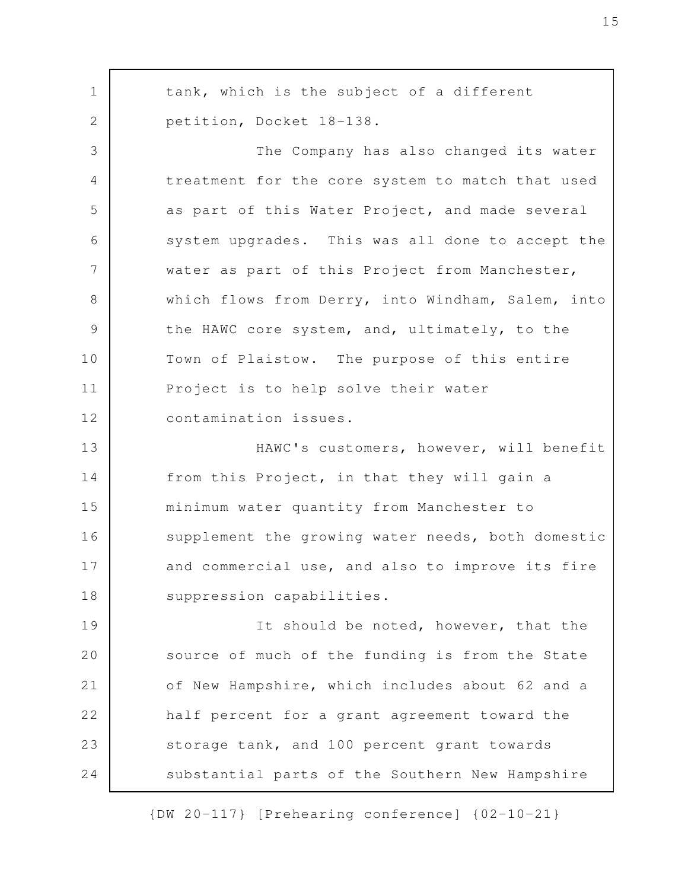tank, which is the subject of a different petition, Docket 18-138.

The Company has also changed its water treatment for the core system to match that used as part of this Water Project, and made several system upgrades. This was all done to accept the water as part of this Project from Manchester, which flows from Derry, into Windham, Salem, into the HAWC core system, and, ultimately, to the Town of Plaistow. The purpose of this entire Project is to help solve their water contamination issues.

HAWC's customers, however, will benefit from this Project, in that they will gain a minimum water quantity from Manchester to supplement the growing water needs, both domestic and commercial use, and also to improve its fire suppression capabilities.

It should be noted, however, that the source of much of the funding is from the State of New Hampshire, which includes about 62 and a half percent for a grant agreement toward the storage tank, and 100 percent grant towards substantial parts of the Southern New Hampshire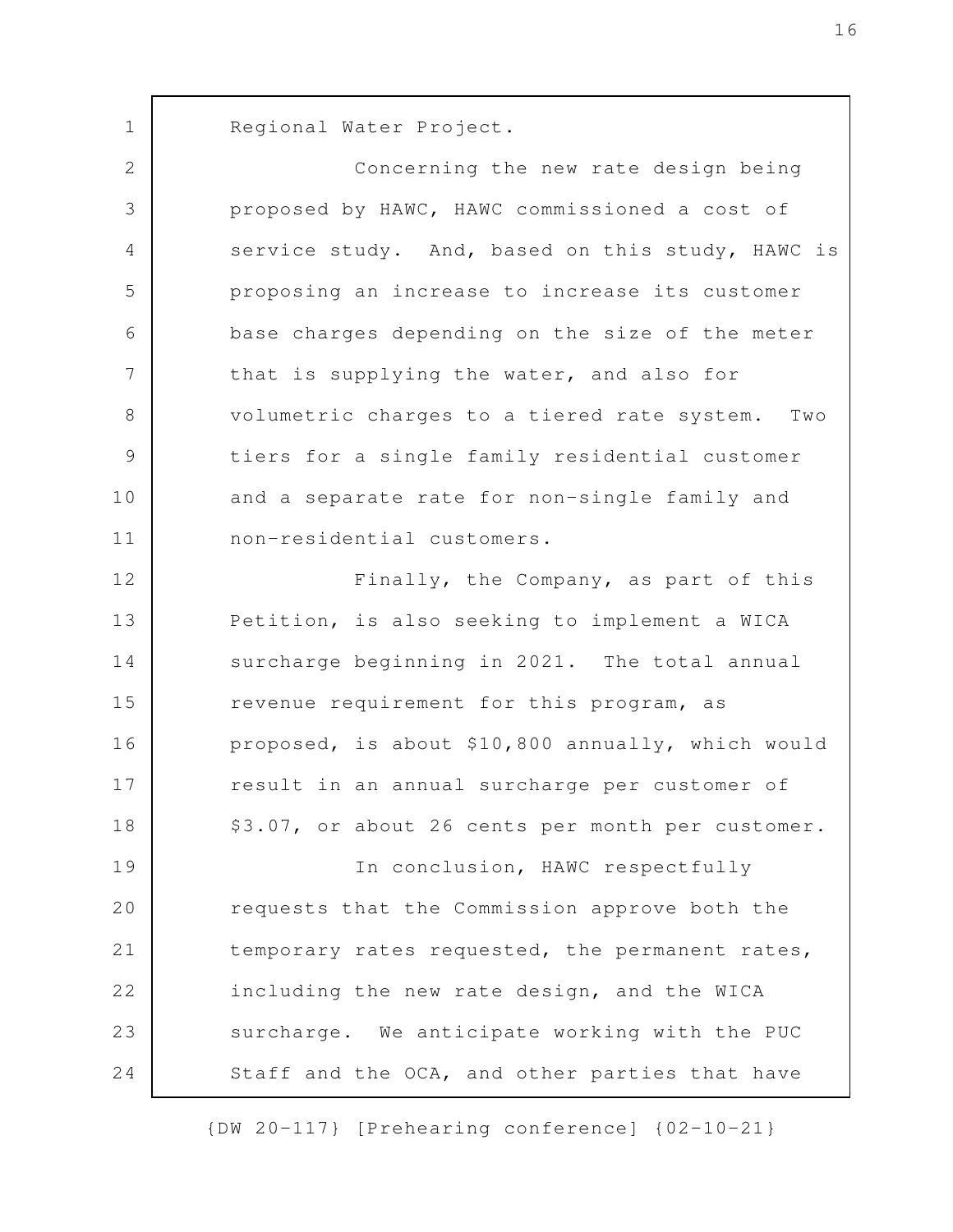Regional Water Project.

Concerning the new rate design being proposed by HAWC, HAWC commissioned a cost of service study. And, based on this study, HAWC is proposing an increase to increase its customer base charges depending on the size of the meter that is supplying the water, and also for volumetric charges to a tiered rate system. Two tiers for a single family residential customer and a separate rate for non-single family and non-residential customers.

Finally, the Company, as part of this Petition, is also seeking to implement a WICA surcharge beginning in 2021. The total annual revenue requirement for this program, as proposed, is about $10,800 annually, which would result in an annual surcharge per customer of $3.07, or about 26 cents per month per customer.

In conclusion, HAWC respectfully requests that the Commission approve both the temporary rates requested, the permanent rates, including the new rate design, and the WICA surcharge. We anticipate working with the PUC Staff and the OCA, and other parties that have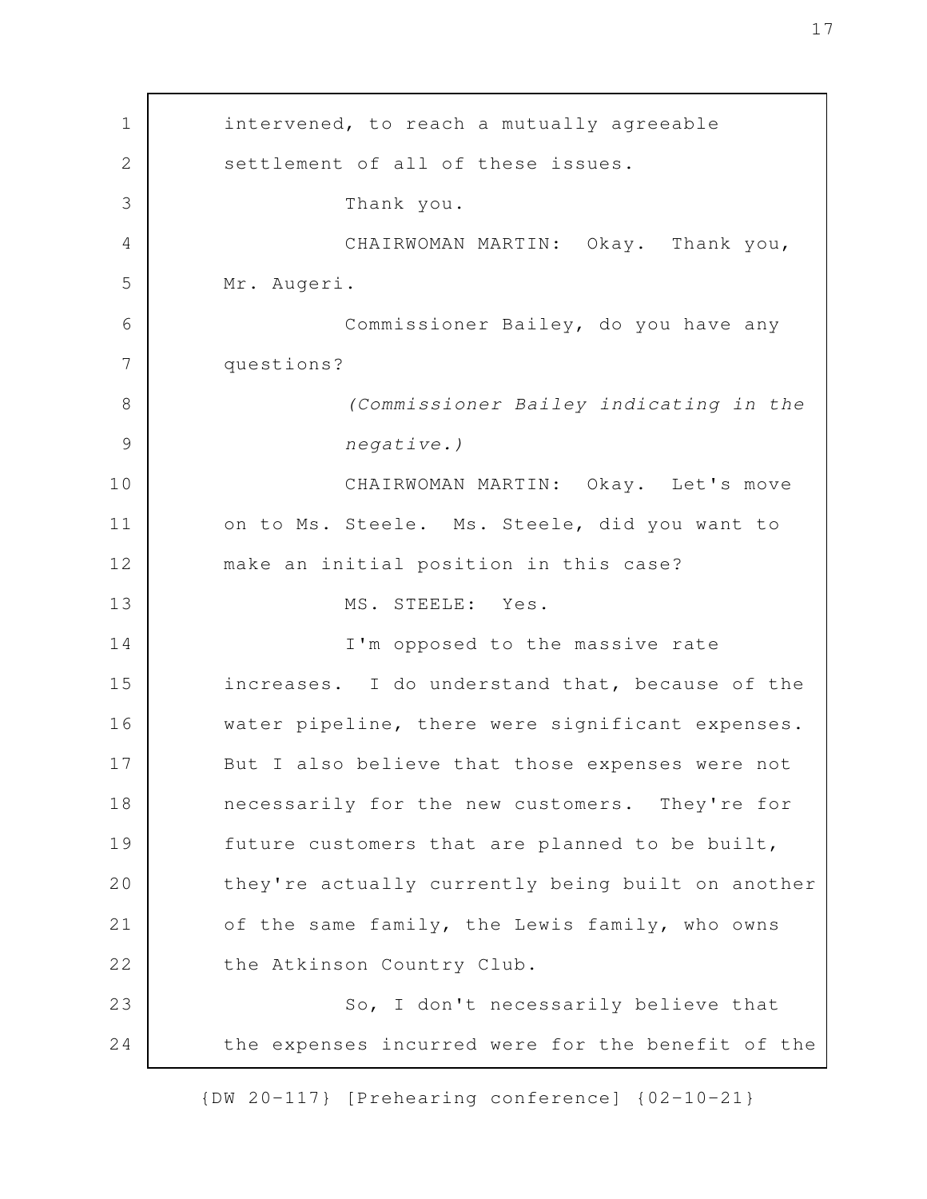intervened, to reach a mutually agreeable settlement of all of these issues.

Thank you.

CHAIRWOMAN MARTIN: Okay. Thank you, Mr. Augeri.

Commissioner Bailey, do you have any questions?

*(Commissioner Bailey indicating in the negative.)*

CHAIRWOMAN MARTIN: Okay. Let's move on to Ms. Steele. Ms. Steele, did you want to make an initial position in this case?

MS. STEELE: Yes.

I'm opposed to the massive rate increases. I do understand that, because of the water pipeline, there were significant expenses. But I also believe that those expenses were not necessarily for the new customers. They're for future customers that are planned to be built, they're actually currently being built on another of the same family, the Lewis family, who owns the Atkinson Country Club.

So, I don't necessarily believe that the expenses incurred were for the benefit of the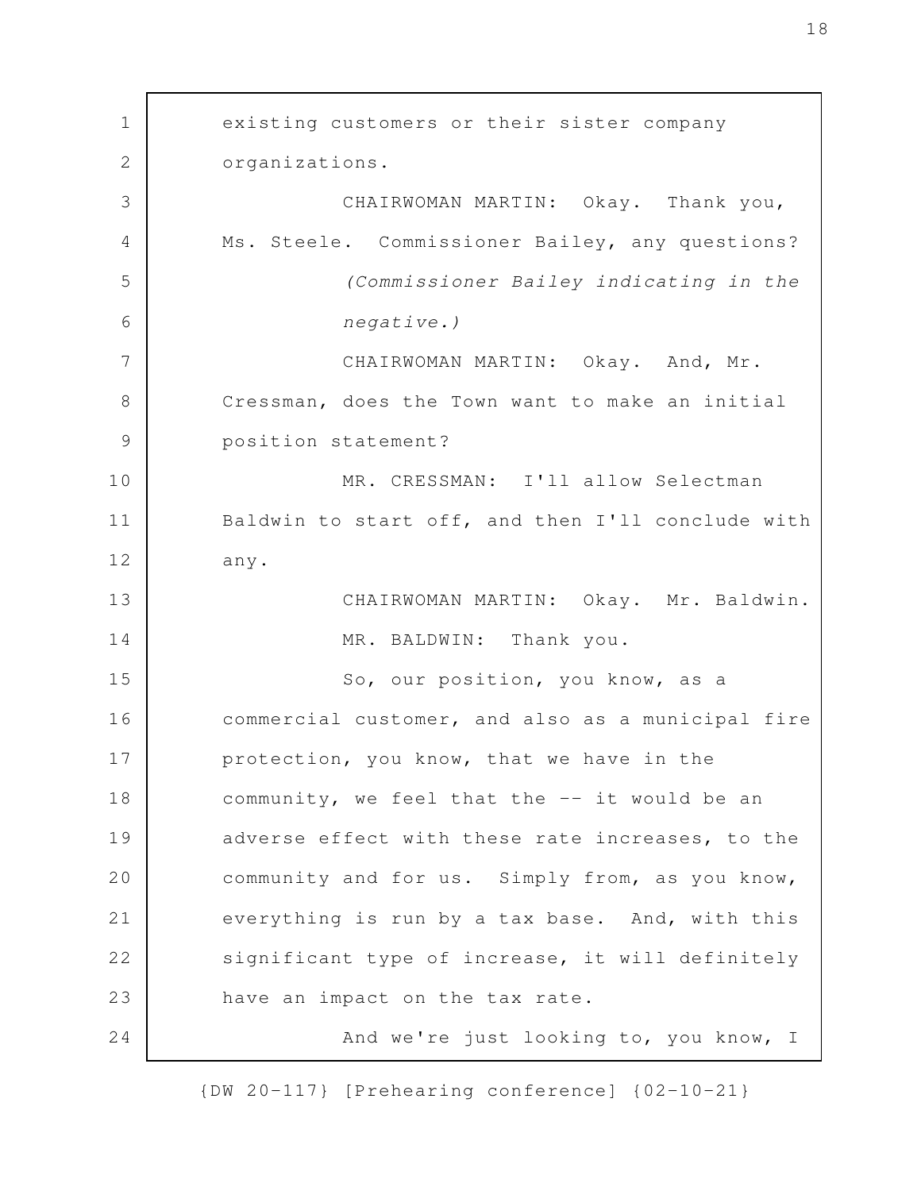existing customers or their sister company organizations.

CHAIRWOMAN MARTIN: Okay. Thank you, Ms. Steele. Commissioner Bailey, any questions?

*(Commissioner Bailey indicating in the negative.)*

CHAIRWOMAN MARTIN: Okay. And, Mr. Cressman, does the Town want to make an initial position statement?

MR. CRESSMAN: I'll allow Selectman Baldwin to start off, and then I'll conclude with any.

CHAIRWOMAN MARTIN: Okay. Mr. Baldwin.

MR. BALDWIN: Thank you.

So, our position, you know, as a commercial customer, and also as a municipal fire protection, you know, that we have in the community, we feel that the -- it would be an adverse effect with these rate increases, to the community and for us. Simply from, as you know, everything is run by a tax base. And, with this significant type of increase, it will definitely have an impact on the tax rate.

And we're just looking to, you know, I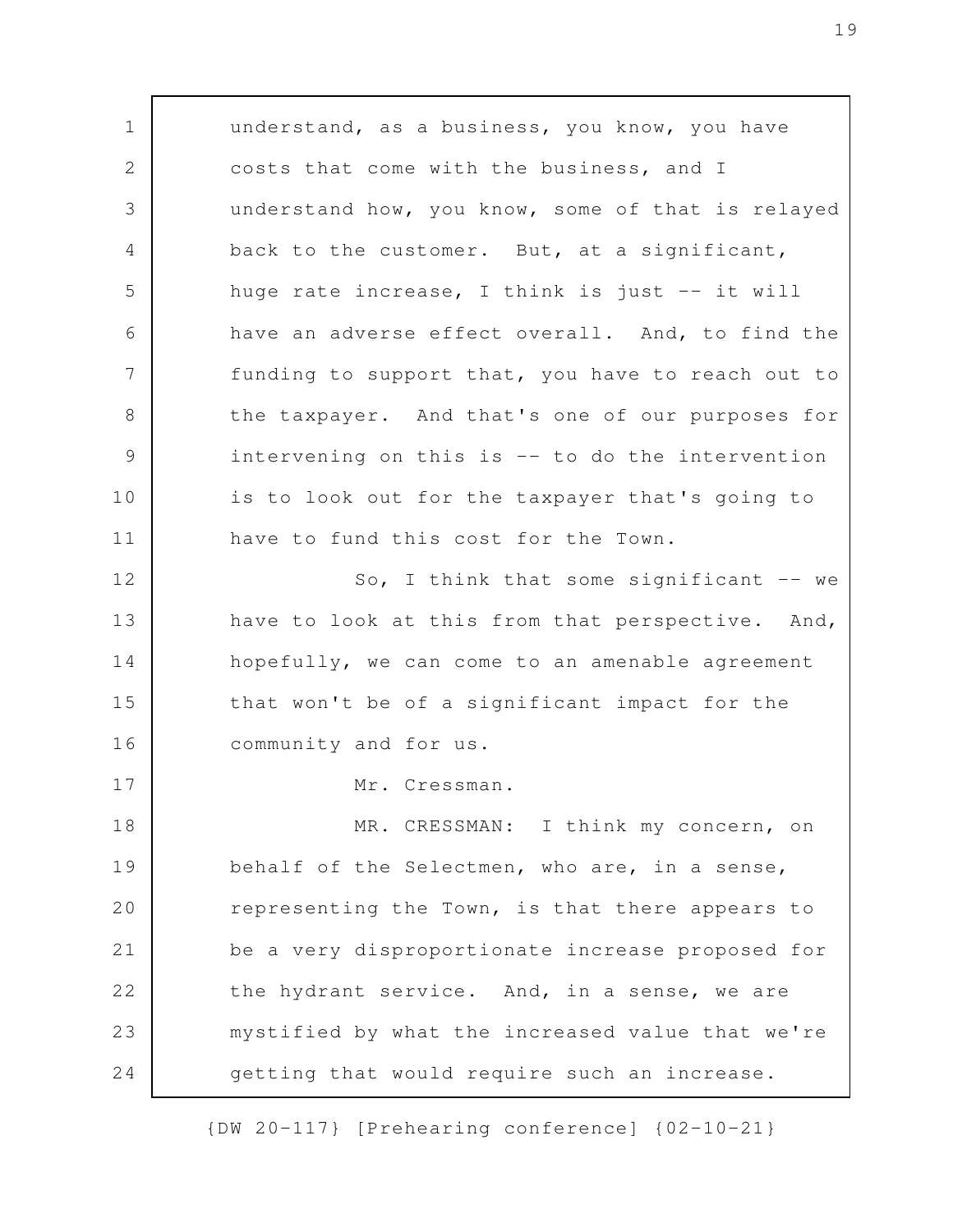understand, as a business, you know, you have costs that come with the business, and I understand how, you know, some of that is relayed back to the customer. But, at a significant, huge rate increase, I think is just -- it will have an adverse effect overall. And, to find the funding to support that, you have to reach out to the taxpayer. And that's one of our purposes for intervening on this is -- to do the intervention is to look out for the taxpayer that's going to have to fund this cost for the Town.

So, I think that some significant -- we have to look at this from that perspective. And, hopefully, we can come to an amenable agreement that won't be of a significant impact for the community and for us.

Mr. Cressman.

MR. CRESSMAN: I think my concern, on behalf of the Selectmen, who are, in a sense, representing the Town, is that there appears to be a very disproportionate increase proposed for the hydrant service. And, in a sense, we are mystified by what the increased value that we're getting that would require such an increase.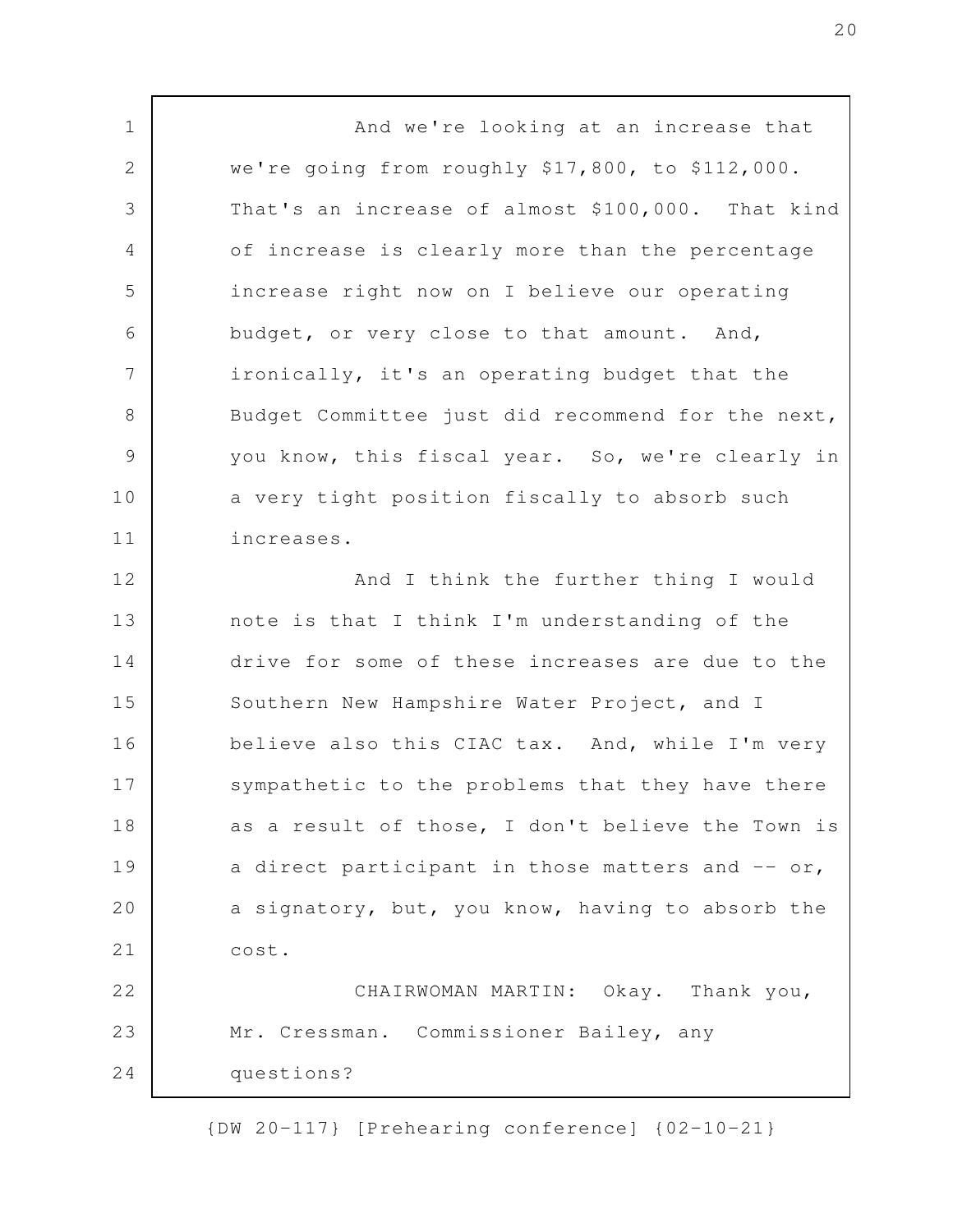And we're looking at an increase that we're going from roughly $17,800, to $112,000. That's an increase of almost $100,000. That kind of increase is clearly more than the percentage increase right now on I believe our operating budget, or very close to that amount. And, ironically, it's an operating budget that the Budget Committee just did recommend for the next, you know, this fiscal year. So, we're clearly in a very tight position fiscally to absorb such increases.

And I think the further thing I would note is that I think I'm understanding of the drive for some of these increases are due to the Southern New Hampshire Water Project, and I believe also this CIAC tax. And, while I'm very sympathetic to the problems that they have there as a result of those, I don't believe the Town is a direct participant in those matters and -- or, a signatory, but, you know, having to absorb the cost.

CHAIRWOMAN MARTIN: Okay. Thank you, Mr. Cressman. Commissioner Bailey, any questions?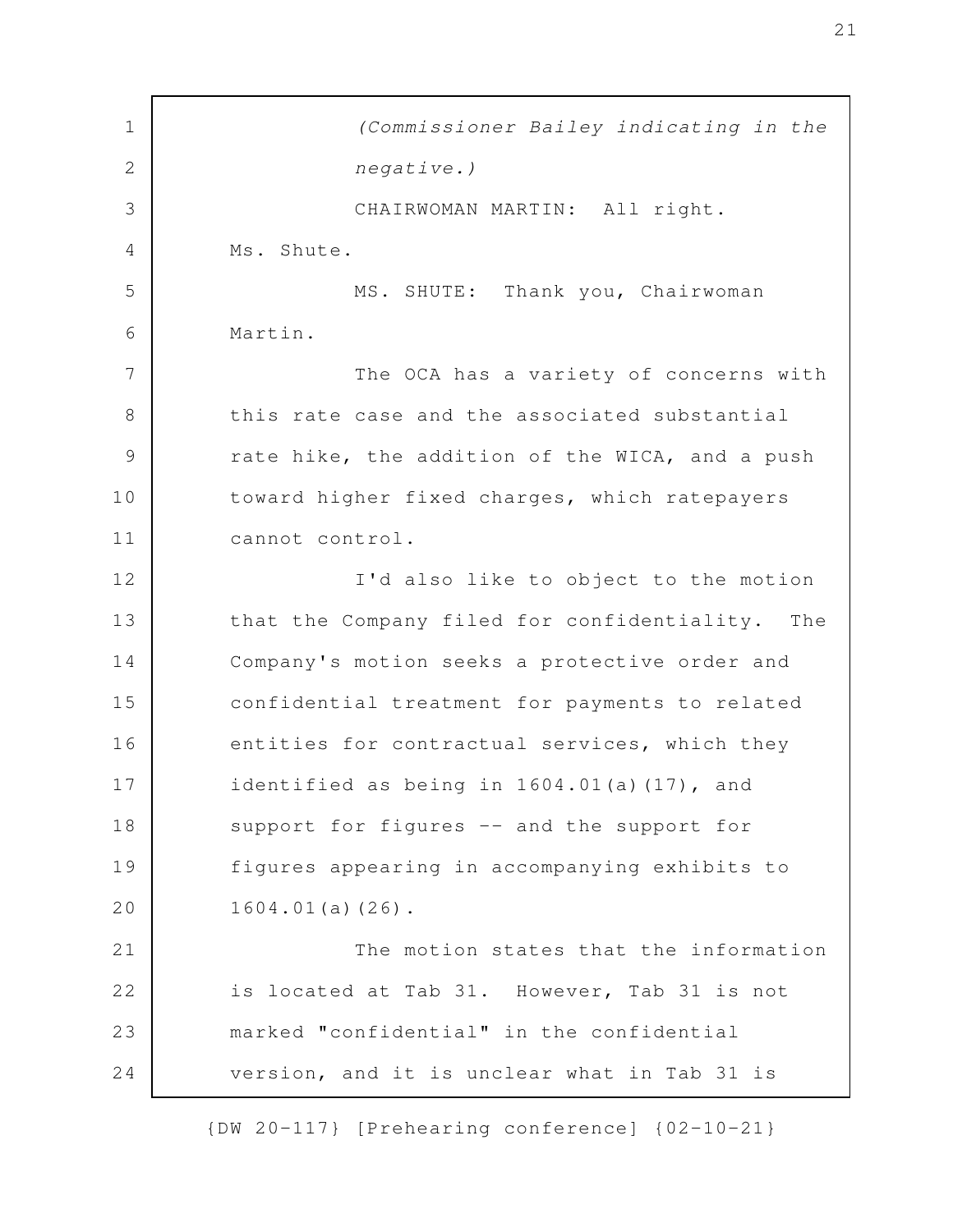*(Commissioner Bailey indicating in the negative.)*

CHAIRWOMAN MARTIN: All right. Ms. Shute.

MS. SHUTE: Thank you, Chairwoman Martin.

The OCA has a variety of concerns with this rate case and the associated substantial rate hike, the addition of the WICA, and a push toward higher fixed charges, which ratepayers cannot control.

I'd also like to object to the motion that the Company filed for confidentiality. The Company's motion seeks a protective order and confidential treatment for payments to related entities for contractual services, which they identified as being in 1604.01(a)(17), and support for figures -- and the support for figures appearing in accompanying exhibits to 1604.01(a)(26).

The motion states that the information is located at Tab 31. However, Tab 31 is not marked "confidential" in the confidential version, and it is unclear what in Tab 31 is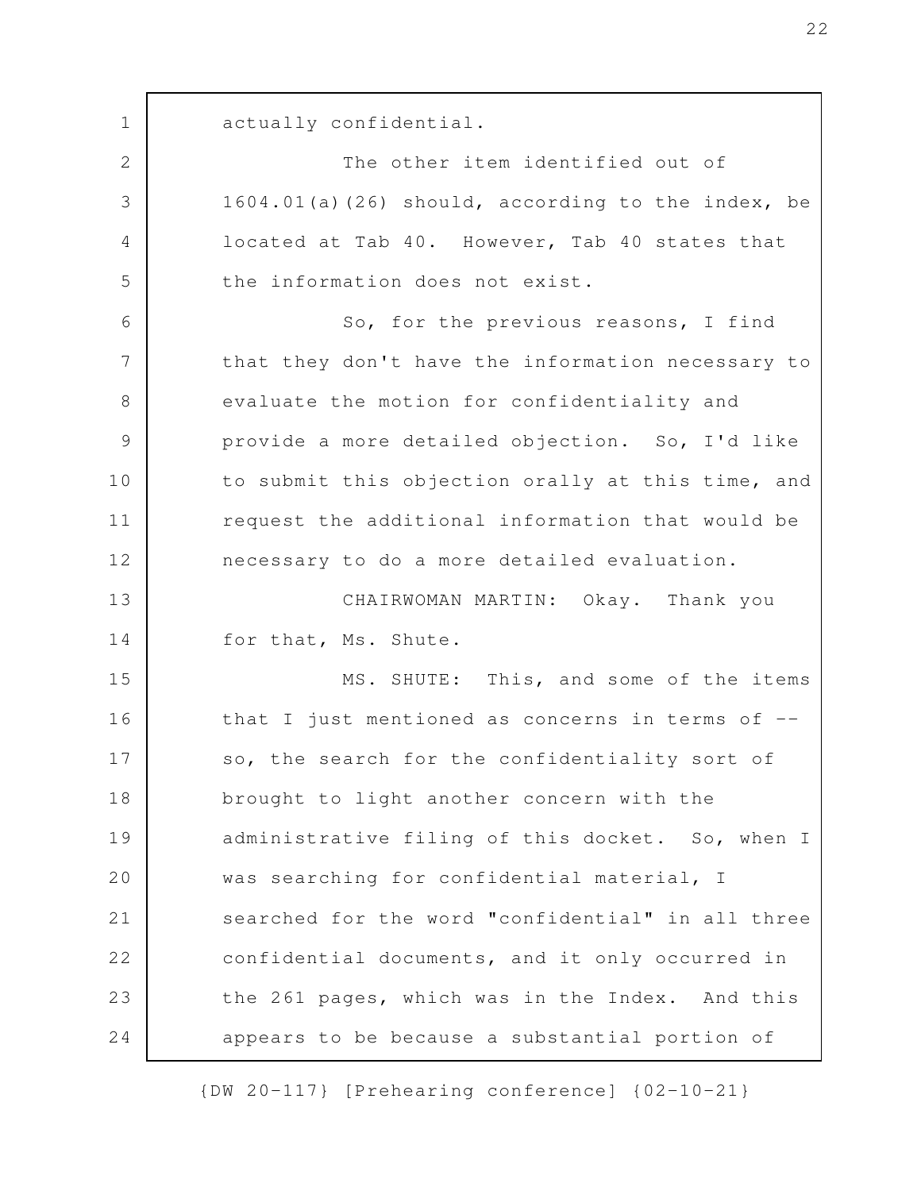actually confidential.

The other item identified out of 1604.01(a)(26) should, according to the index, be located at Tab 40. However, Tab 40 states that the information does not exist.

So, for the previous reasons, I find that they don't have the information necessary to evaluate the motion for confidentiality and provide a more detailed objection. So, I'd like to submit this objection orally at this time, and request the additional information that would be necessary to do a more detailed evaluation.

CHAIRWOMAN MARTIN: Okay. Thank you for that, Ms. Shute.

MS. SHUTE: This, and some of the items that I just mentioned as concerns in terms of -- so, the search for the confidentiality sort of brought to light another concern with the administrative filing of this docket. So, when I was searching for confidential material, I searched for the word "confidential" in all three confidential documents, and it only occurred in the 261 pages, which was in the Index. And this appears to be because a substantial portion of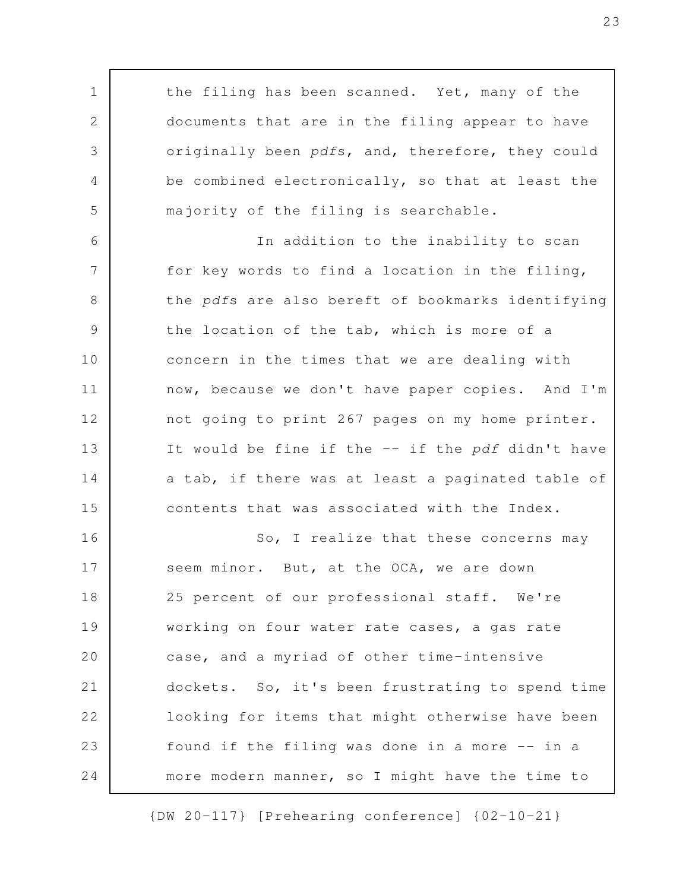the filing has been scanned. Yet, many of the documents that are in the filing appear to have originally been *pdfs*, and, therefore, they could be combined electronically, so that at least the majority of the filing is searchable.

In addition to the inability to scan for key words to find a location in the filing, the *pdfs* are also bereft of bookmarks identifying the location of the tab, which is more of a concern in the times that we are dealing with now, because we don't have paper copies. And I'm not going to print 267 pages on my home printer. It would be fine if the -- if the *pdf* didn't have a tab, if there was at least a paginated table of contents that was associated with the Index.

So, I realize that these concerns may seem minor. But, at the OCA, we are down 25 percent of our professional staff. We're working on four water rate cases, a gas rate case, and a myriad of other time-intensive dockets. So, it's been frustrating to spend time looking for items that might otherwise have been found if the filing was done in a more -- in a more modern manner, so I might have the time to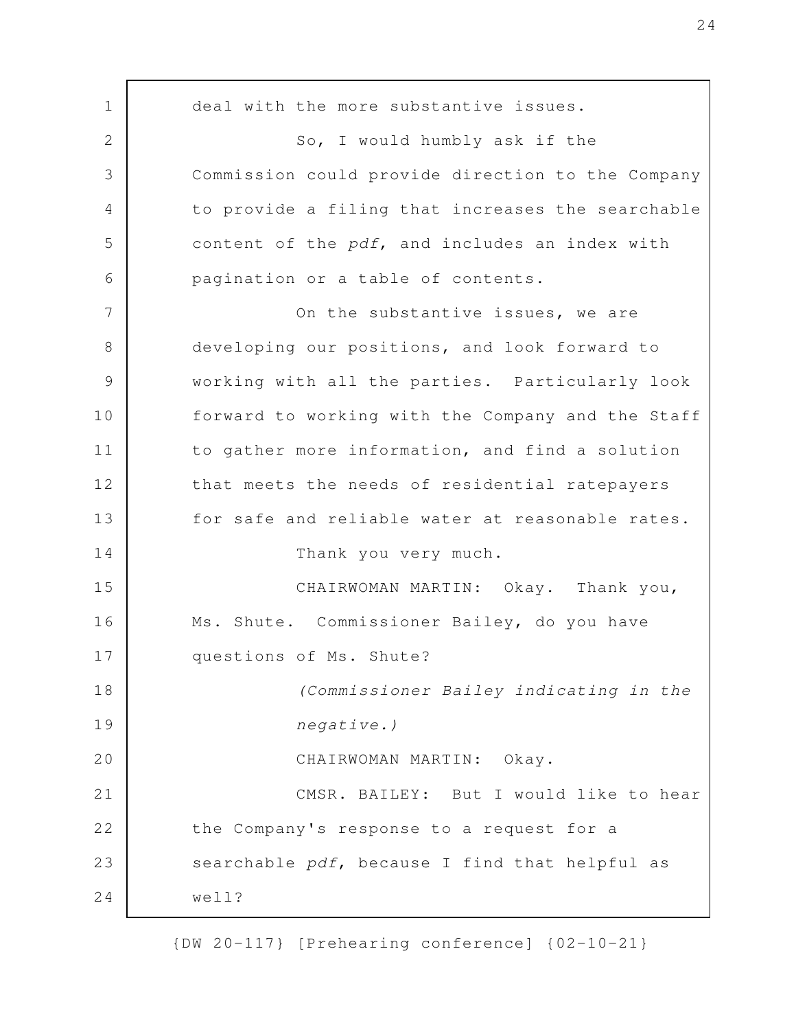deal with the more substantive issues.

So, I would humbly ask if the Commission could provide direction to the Company to provide a filing that increases the searchable content of the *pdf*, and includes an index with pagination or a table of contents.

On the substantive issues, we are developing our positions, and look forward to working with all the parties. Particularly look forward to working with the Company and the Staff to gather more information, and find a solution that meets the needs of residential ratepayers for safe and reliable water at reasonable rates.

Thank you very much.

CHAIRWOMAN MARTIN: Okay. Thank you, Ms. Shute. Commissioner Bailey, do you have questions of Ms. Shute?

*(Commissioner Bailey indicating in the negative.)*

CHAIRWOMAN MARTIN: Okay.

CMSR. BAILEY: But I would like to hear the Company's response to a request for a searchable *pdf*, because I find that helpful as well?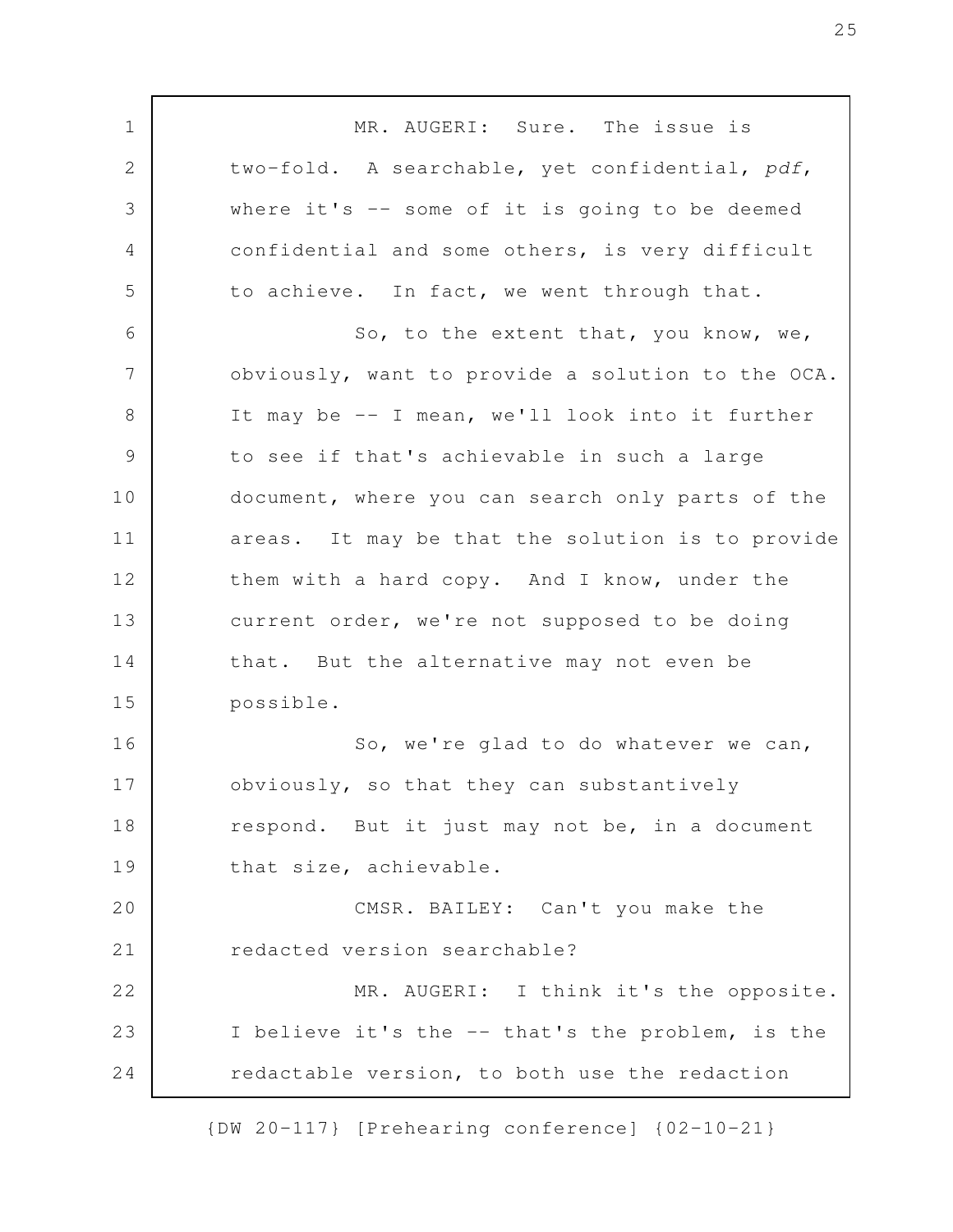MR. AUGERI: Sure. The issue is two-fold. A searchable, yet confidential, *pdf*, where it's -- some of it is going to be deemed confidential and some others, is very difficult to achieve. In fact, we went through that.

So, to the extent that, you know, we, obviously, want to provide a solution to the OCA. It may be -- I mean, we'll look into it further to see if that's achievable in such a large document, where you can search only parts of the areas. It may be that the solution is to provide them with a hard copy. And I know, under the current order, we're not supposed to be doing that. But the alternative may not even be possible.

So, we're glad to do whatever we can, obviously, so that they can substantively respond. But it just may not be, in a document that size, achievable.

CMSR. BAILEY: Can't you make the redacted version searchable?

MR. AUGERI: I think it's the opposite. I believe it's the -- that's the problem, is the redactable version, to both use the redaction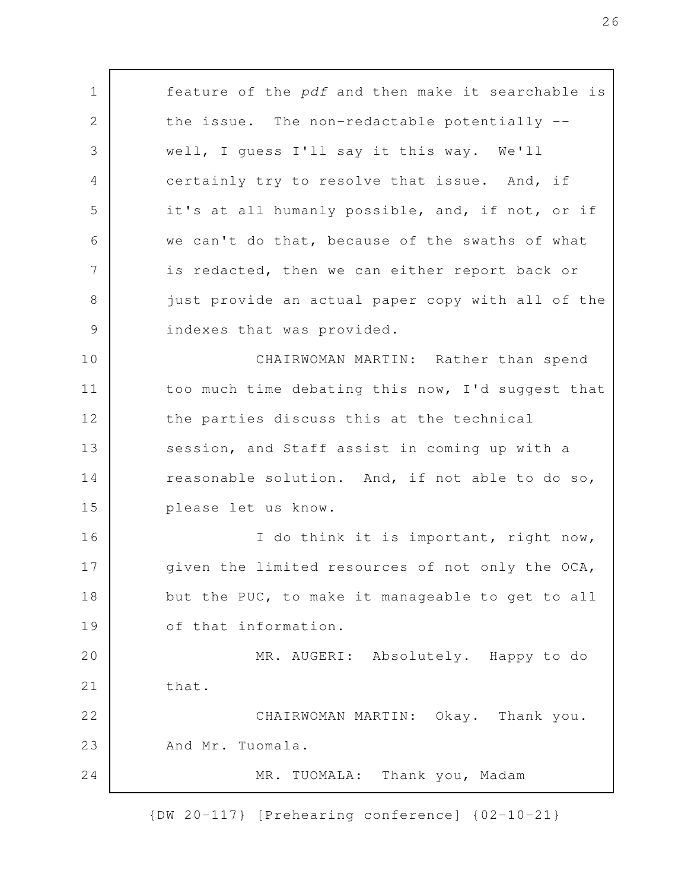feature of the *pdf* and then make it searchable is the issue. The non-redactable potentially -- well, I guess I'll say it this way. We'll certainly try to resolve that issue. And, if it's at all humanly possible, and, if not, or if we can't do that, because of the swaths of what is redacted, then we can either report back or just provide an actual paper copy with all of the indexes that was provided.

CHAIRWOMAN MARTIN: Rather than spend too much time debating this now, I'd suggest that the parties discuss this at the technical session, and Staff assist in coming up with a reasonable solution. And, if not able to do so, please let us know.

I do think it is important, right now, given the limited resources of not only the OCA, but the PUC, to make it manageable to get to all of that information.

MR. AUGERI: Absolutely. Happy to do that.

CHAIRWOMAN MARTIN: Okay. Thank you. And Mr. Tuomala.

MR. TUOMALA: Thank you, Madam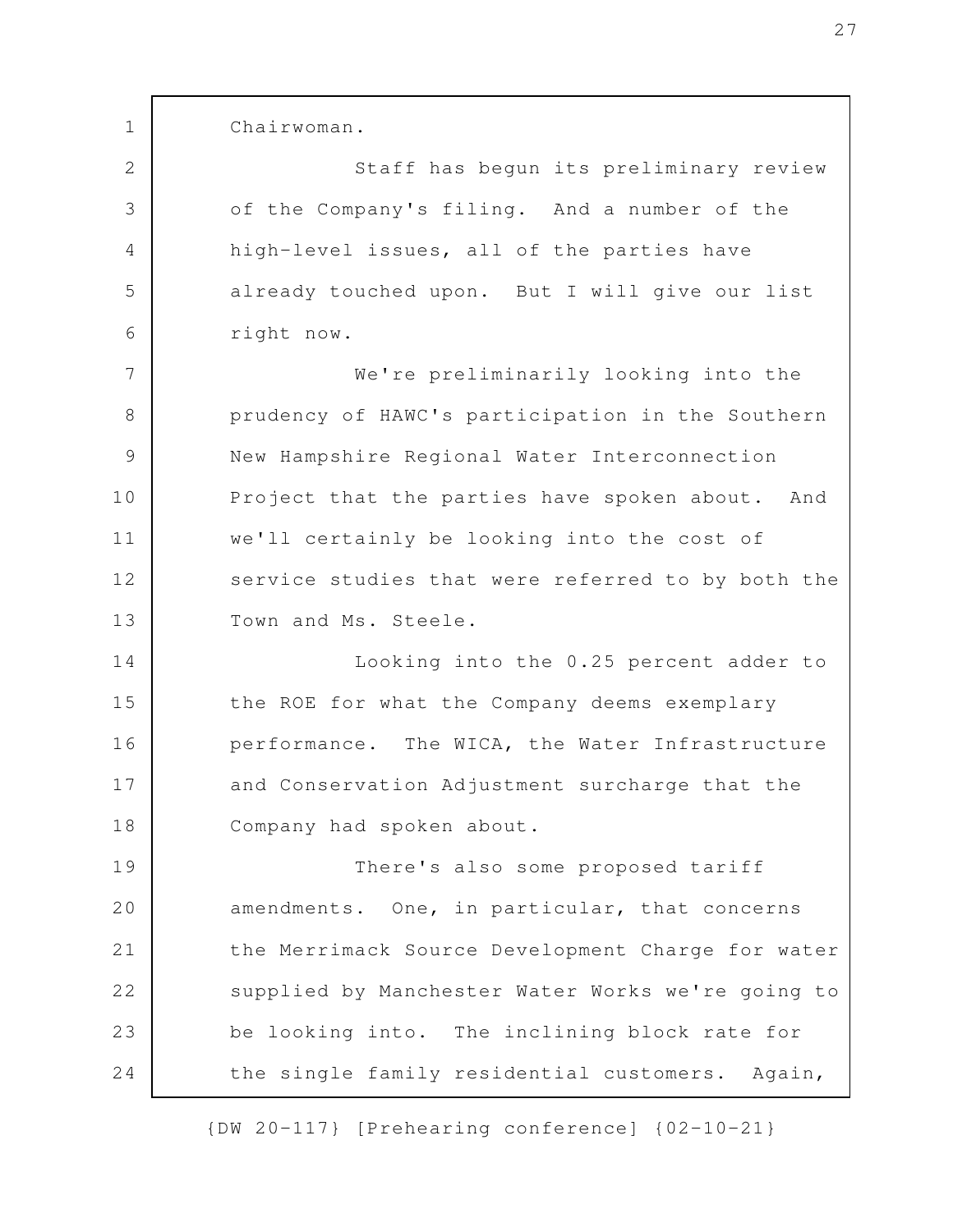Chairwoman.

Staff has begun its preliminary review of the Company's filing. And a number of the high-level issues, all of the parties have already touched upon. But I will give our list right now.

We're preliminarily looking into the prudency of HAWC's participation in the Southern New Hampshire Regional Water Interconnection Project that the parties have spoken about. And we'll certainly be looking into the cost of service studies that were referred to by both the Town and Ms. Steele.

Looking into the 0.25 percent adder to the ROE for what the Company deems exemplary performance. The WICA, the Water Infrastructure and Conservation Adjustment surcharge that the Company had spoken about.

There's also some proposed tariff amendments. One, in particular, that concerns the Merrimack Source Development Charge for water supplied by Manchester Water Works we're going to be looking into. The inclining block rate for the single family residential customers. Again,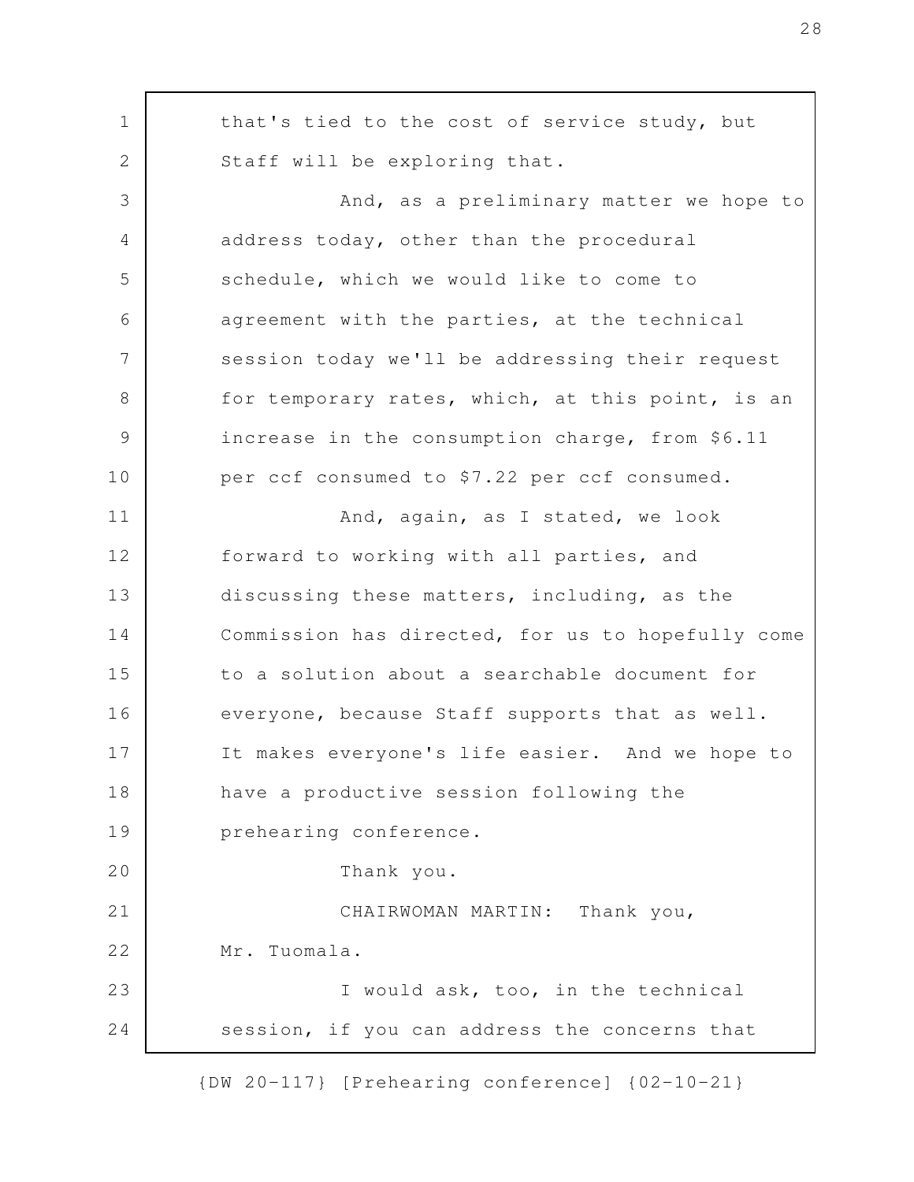that's tied to the cost of service study, but Staff will be exploring that.

And, as a preliminary matter we hope to address today, other than the procedural schedule, which we would like to come to agreement with the parties, at the technical session today we'll be addressing their request for temporary rates, which, at this point, is an increase in the consumption charge, from $6.11 per ccf consumed to $7.22 per ccf consumed.

And, again, as I stated, we look forward to working with all parties, and discussing these matters, including, as the Commission has directed, for us to hopefully come to a solution about a searchable document for everyone, because Staff supports that as well. It makes everyone's life easier. And we hope to have a productive session following the prehearing conference.

Thank you.

CHAIRWOMAN MARTIN: Thank you, Mr. Tuomala.

I would ask, too, in the technical session, if you can address the concerns that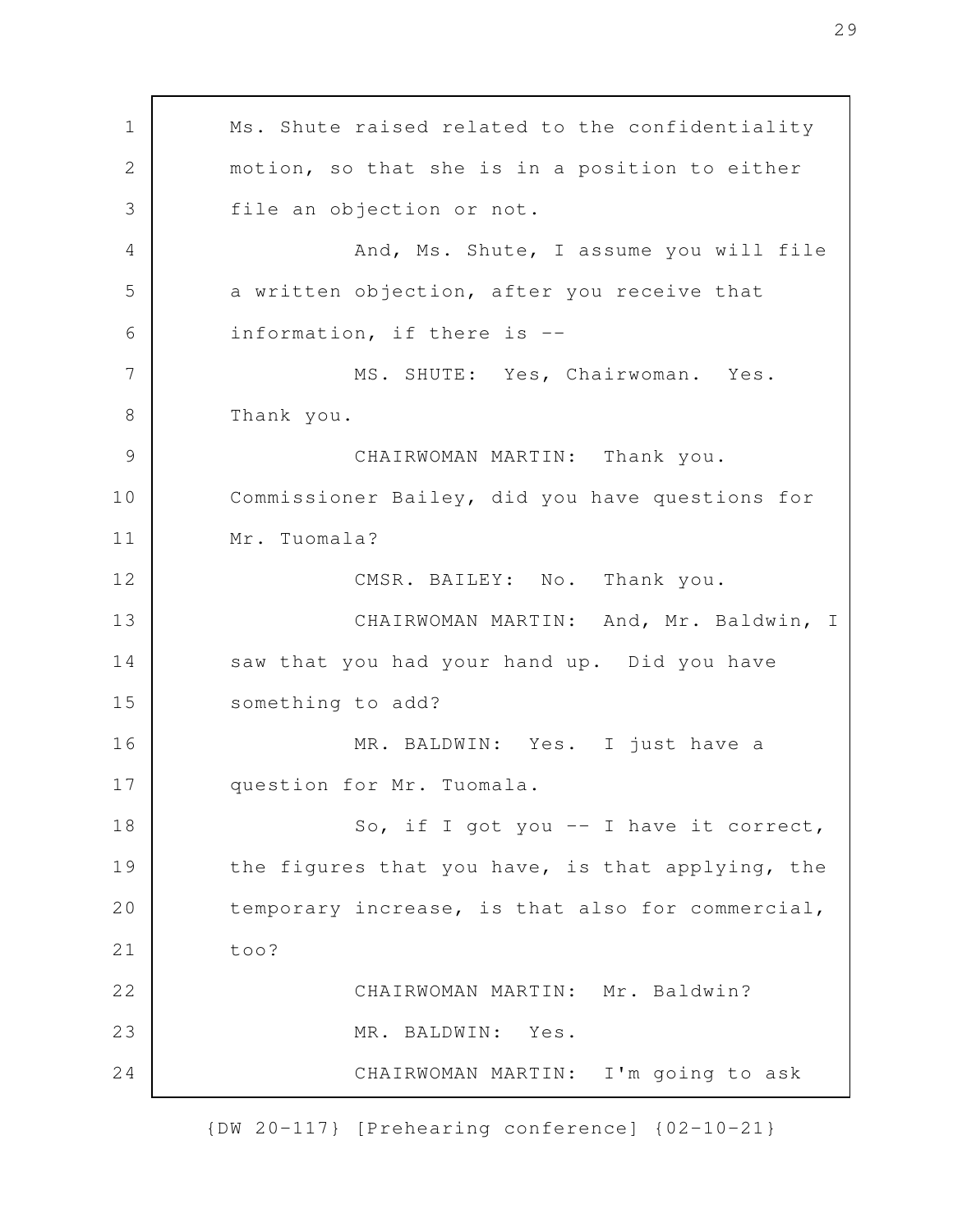Ms. Shute raised related to the confidentiality motion, so that she is in a position to either file an objection or not.

And, Ms. Shute, I assume you will file a written objection, after you receive that information, if there is --

MS. SHUTE: Yes, Chairwoman. Yes. Thank you.

CHAIRWOMAN MARTIN: Thank you. Commissioner Bailey, did you have questions for Mr. Tuomala?

CMSR. BAILEY: No. Thank you.

CHAIRWOMAN MARTIN: And, Mr. Baldwin, I saw that you had your hand up. Did you have something to add?

MR. BALDWIN: Yes. I just have a question for Mr. Tuomala.

So, if I got you -- I have it correct, the figures that you have, is that applying, the temporary increase, is that also for commercial, too?

CHAIRWOMAN MARTIN: Mr. Baldwin?

MR. BALDWIN: Yes.

CHAIRWOMAN MARTIN: I'm going to ask

{DW 20-117} [Prehearing conference] {02-10-21}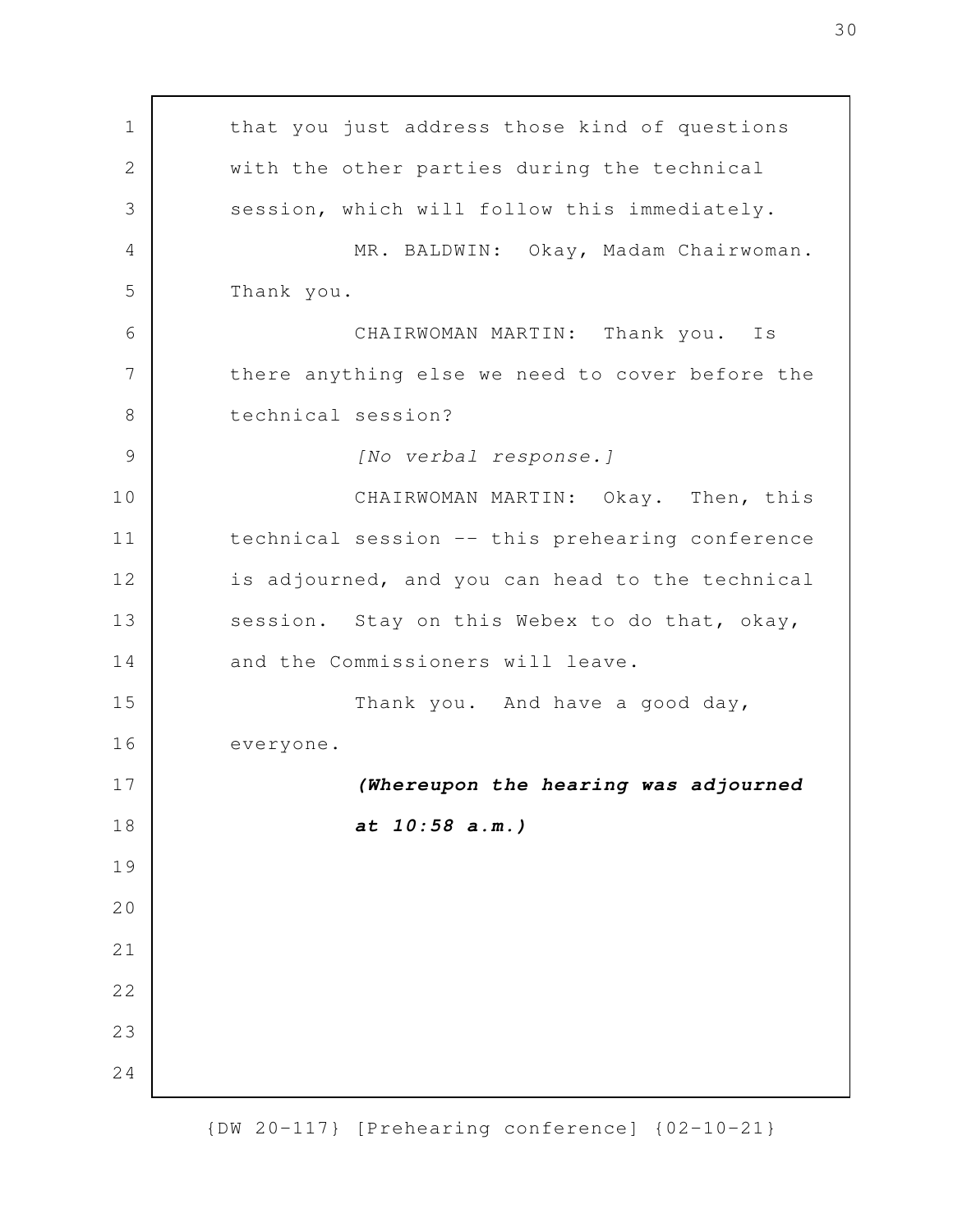that you just address those kind of questions with the other parties during the technical session, which will follow this immediately.

MR. BALDWIN: Okay, Madam Chairwoman. Thank you.

CHAIRWOMAN MARTIN: Thank you. Is there anything else we need to cover before the technical session?

*[No verbal response.]*

CHAIRWOMAN MARTIN: Okay. Then, this technical session -- this prehearing conference is adjourned, and you can head to the technical session. Stay on this Webex to do that, okay, and the Commissioners will leave.

Thank you. And have a good day, everyone.

***(Whereupon the hearing was adjourned at 10:58 a.m.)***